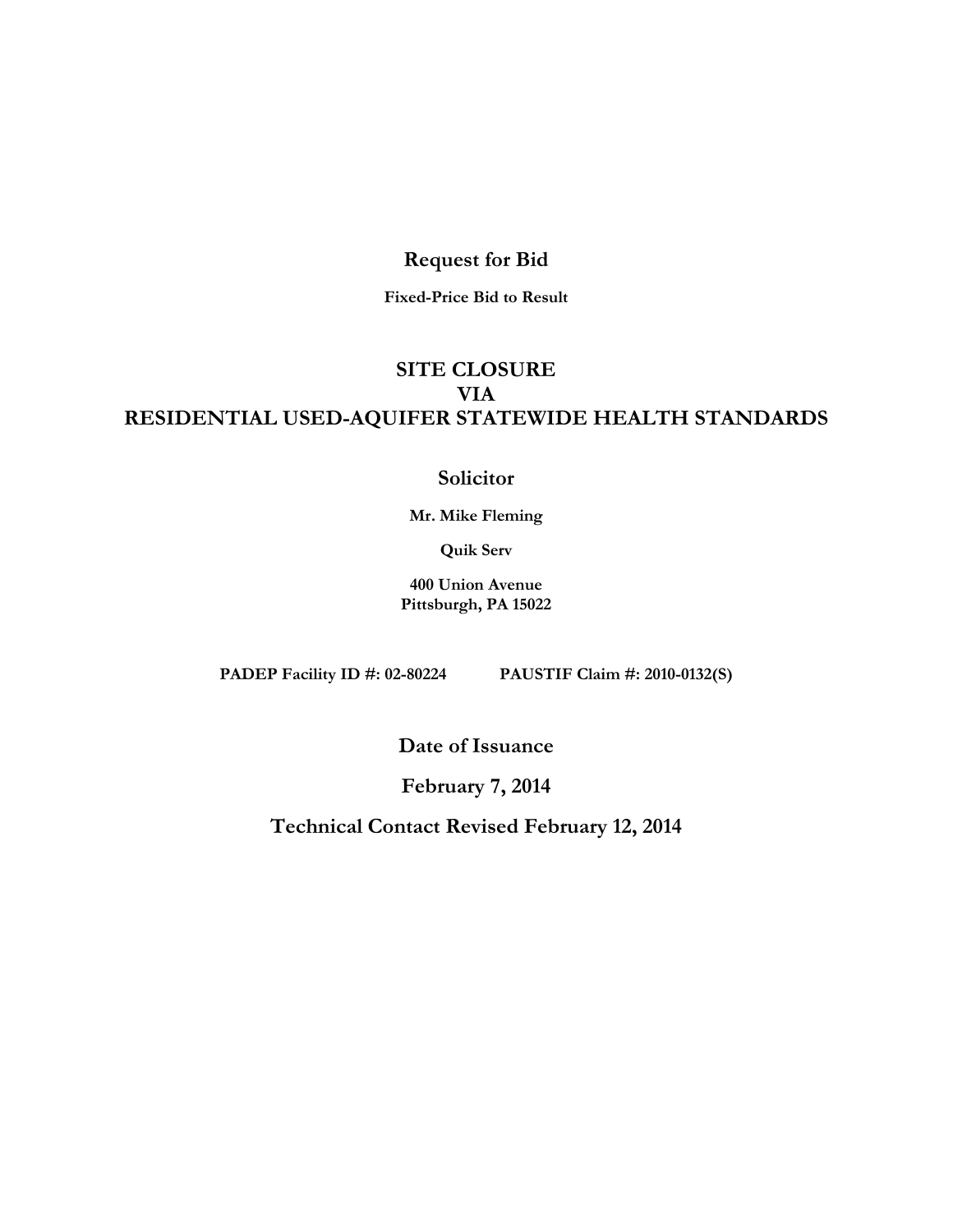# Request for Bid

**Fixed-Price Bid to Result**

# SITE CLOSURE
# VIA
# RESIDENTIAL USED-AQUIFER STATEWIDE HEALTH STANDARDS

## Solicitor

**Mr. Mike Fleming**

**Quik Serv**

**400 Union Avenue**
**Pittsburgh, PA 15022**

**PADEP Facility ID #: 02-80224** **PAUSTIF Claim #: 2010-0132(S)**

## Date of Issuance

## February 7, 2014

## Technical Contact Revised February 12, 2014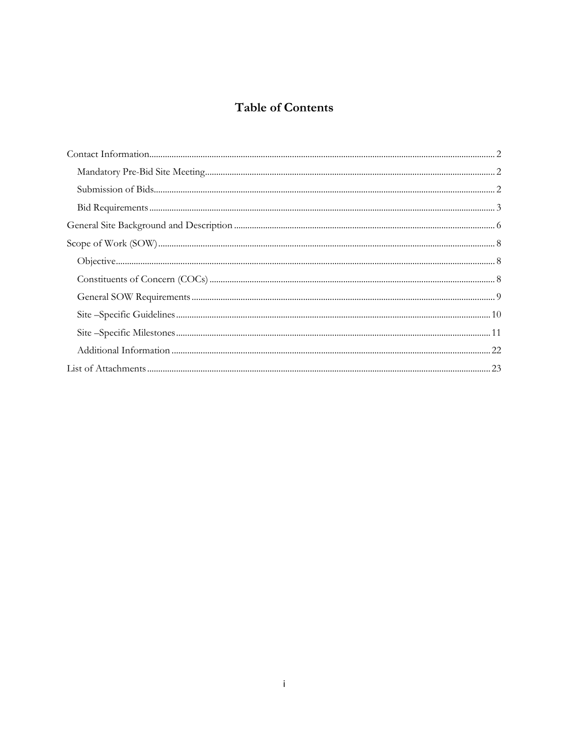# Table of Contents

- Contact Information ... 2
  - Mandatory Pre-Bid Site Meeting ... 2
  - Submission of Bids ... 2
  - Bid Requirements ... 3
- General Site Background and Description ... 6
- Scope of Work (SOW) ... 8
  - Objective ... 8
  - Constituents of Concern (COCs) ... 8
  - General SOW Requirements ... 9
  - Site –Specific Guidelines ... 10
  - Site –Specific Milestones ... 11
  - Additional Information ... 22
- List of Attachments ... 23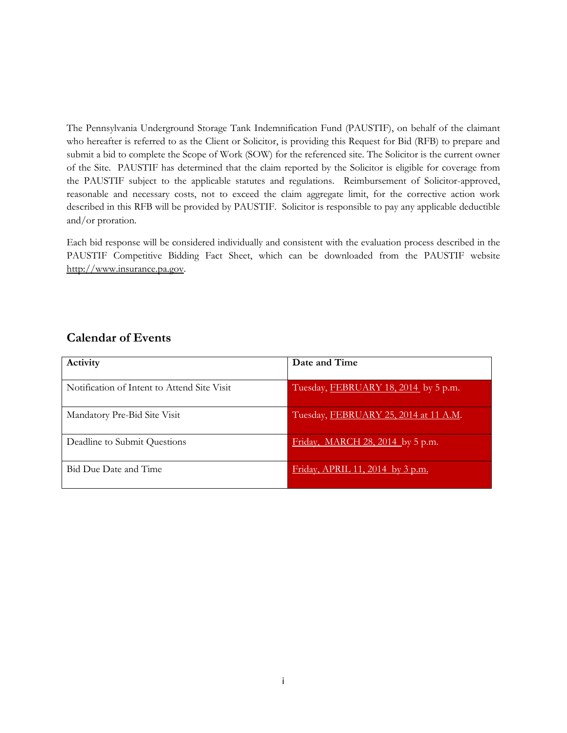The Pennsylvania Underground Storage Tank Indemnification Fund (PAUSTIF), on behalf of the claimant who hereafter is referred to as the Client or Solicitor, is providing this Request for Bid (RFB) to prepare and submit a bid to complete the Scope of Work (SOW) for the referenced site. The Solicitor is the current owner of the Site. PAUSTIF has determined that the claim reported by the Solicitor is eligible for coverage from the PAUSTIF subject to the applicable statutes and regulations. Reimbursement of Solicitor-approved, reasonable and necessary costs, not to exceed the claim aggregate limit, for the corrective action work described in this RFB will be provided by PAUSTIF. Solicitor is responsible to pay any applicable deductible and/or proration.

Each bid response will be considered individually and consistent with the evaluation process described in the PAUSTIF Competitive Bidding Fact Sheet, which can be downloaded from the PAUSTIF website http://www.insurance.pa.gov.

## Calendar of Events

| Activity | Date and Time |
|---|---|
| Notification of Intent to Attend Site Visit | Tuesday, FEBRUARY 18, 2014 by 5 p.m. |
| Mandatory Pre-Bid Site Visit | Tuesday, FEBRUARY 25, 2014 at 11 A.M. |
| Deadline to Submit Questions | Friday, MARCH 28, 2014 by 5 p.m. |
| Bid Due Date and Time | Friday, APRIL 11, 2014 by 3 p.m. |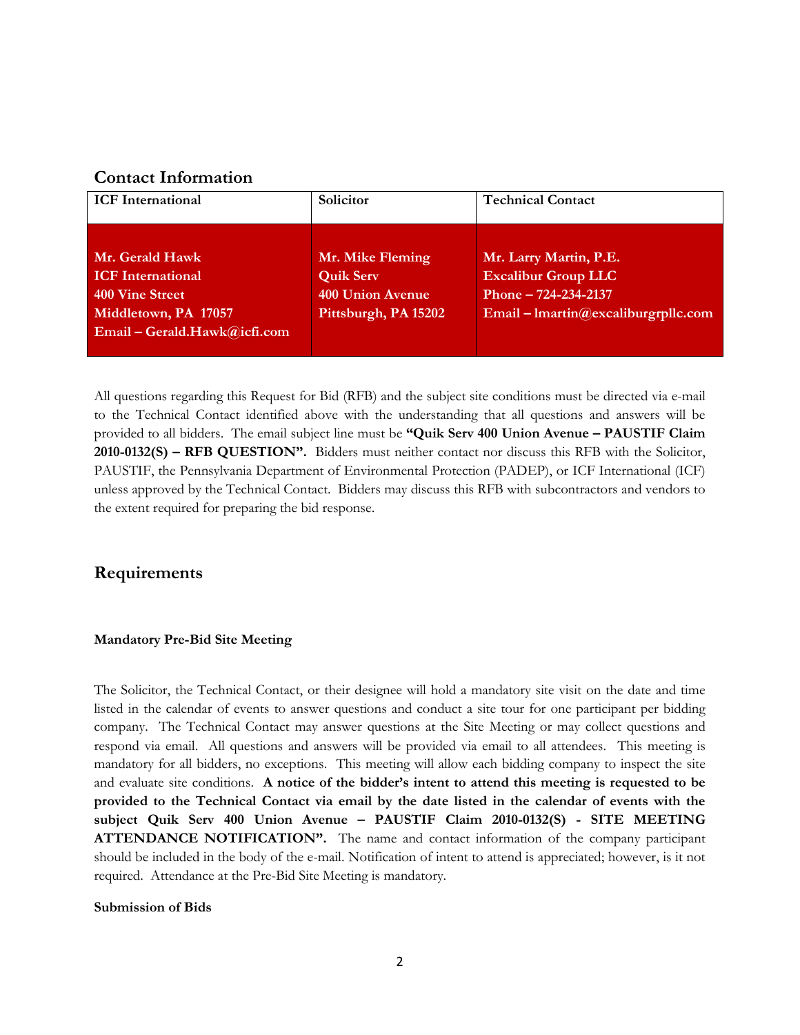## Contact Information

| ICF International | Solicitor | Technical Contact |
|---|---|---|
| **Mr. Gerald Hawk**<br>**ICF International**<br>**400 Vine Street**<br>**Middletown, PA 17057**<br>**Email – Gerald.Hawk@icfi.com** | **Mr. Mike Fleming**<br>**Quik Serv**<br>**400 Union Avenue**<br>**Pittsburgh, PA 15202** | **Mr. Larry Martin, P.E.**<br>**Excalibur Group LLC**<br>**Phone – 724-234-2137**<br>**Email – lmartin@excaliburgrpllc.com** |

All questions regarding this Request for Bid (RFB) and the subject site conditions must be directed via e-mail to the Technical Contact identified above with the understanding that all questions and answers will be provided to all bidders. The email subject line must be **"Quik Serv 400 Union Avenue – PAUSTIF Claim 2010-0132(S) – RFB QUESTION".** Bidders must neither contact nor discuss this RFB with the Solicitor, PAUSTIF, the Pennsylvania Department of Environmental Protection (PADEP), or ICF International (ICF) unless approved by the Technical Contact. Bidders may discuss this RFB with subcontractors and vendors to the extent required for preparing the bid response.

## Requirements

**Mandatory Pre-Bid Site Meeting**

The Solicitor, the Technical Contact, or their designee will hold a mandatory site visit on the date and time listed in the calendar of events to answer questions and conduct a site tour for one participant per bidding company. The Technical Contact may answer questions at the Site Meeting or may collect questions and respond via email. All questions and answers will be provided via email to all attendees. This meeting is mandatory for all bidders, no exceptions. This meeting will allow each bidding company to inspect the site and evaluate site conditions. **A notice of the bidder's intent to attend this meeting is requested to be provided to the Technical Contact via email by the date listed in the calendar of events with the subject Quik Serv 400 Union Avenue – PAUSTIF Claim 2010-0132(S) - SITE MEETING ATTENDANCE NOTIFICATION".** The name and contact information of the company participant should be included in the body of the e-mail. Notification of intent to attend is appreciated; however, is it not required. Attendance at the Pre-Bid Site Meeting is mandatory.

**Submission of Bids**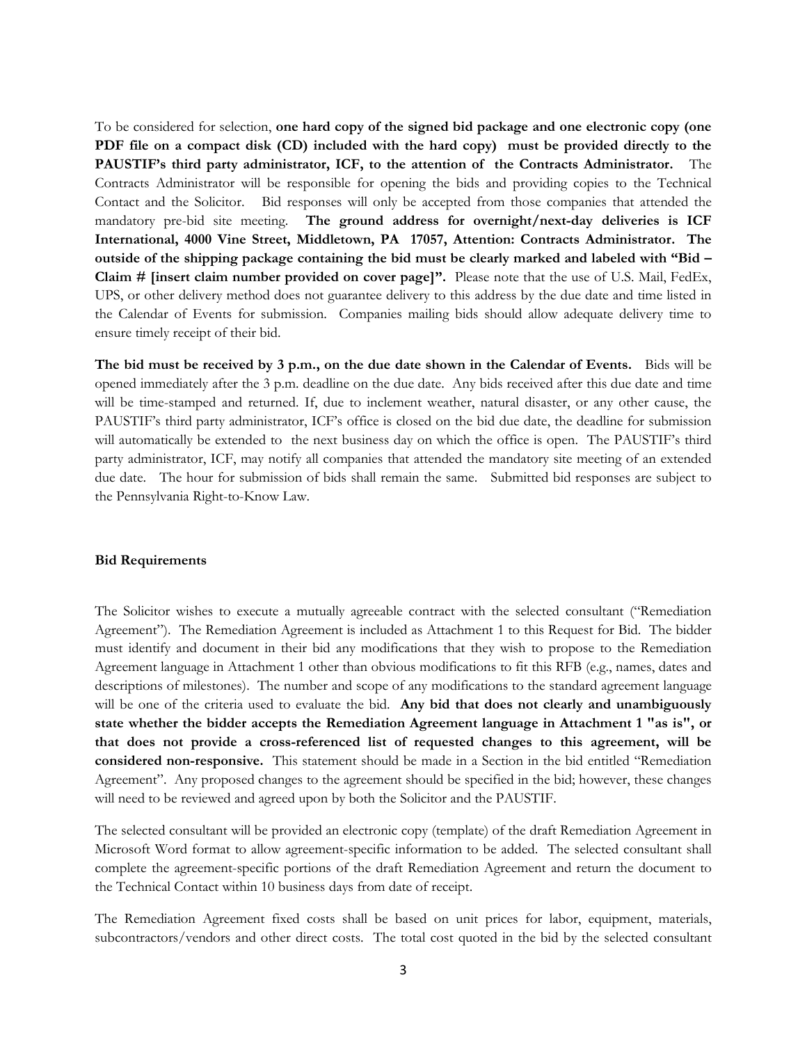To be considered for selection, **one hard copy of the signed bid package and one electronic copy (one PDF file on a compact disk (CD) included with the hard copy) must be provided directly to the PAUSTIF's third party administrator, ICF, to the attention of the Contracts Administrator.** The Contracts Administrator will be responsible for opening the bids and providing copies to the Technical Contact and the Solicitor. Bid responses will only be accepted from those companies that attended the mandatory pre-bid site meeting. **The ground address for overnight/next-day deliveries is ICF International, 4000 Vine Street, Middletown, PA 17057, Attention: Contracts Administrator. The outside of the shipping package containing the bid must be clearly marked and labeled with "Bid – Claim # [insert claim number provided on cover page]".** Please note that the use of U.S. Mail, FedEx, UPS, or other delivery method does not guarantee delivery to this address by the due date and time listed in the Calendar of Events for submission. Companies mailing bids should allow adequate delivery time to ensure timely receipt of their bid.

**The bid must be received by 3 p.m., on the due date shown in the Calendar of Events.** Bids will be opened immediately after the 3 p.m. deadline on the due date. Any bids received after this due date and time will be time-stamped and returned. If, due to inclement weather, natural disaster, or any other cause, the PAUSTIF's third party administrator, ICF's office is closed on the bid due date, the deadline for submission will automatically be extended to the next business day on which the office is open. The PAUSTIF's third party administrator, ICF, may notify all companies that attended the mandatory site meeting of an extended due date. The hour for submission of bids shall remain the same. Submitted bid responses are subject to the Pennsylvania Right-to-Know Law.

### Bid Requirements

The Solicitor wishes to execute a mutually agreeable contract with the selected consultant ("Remediation Agreement"). The Remediation Agreement is included as Attachment 1 to this Request for Bid. The bidder must identify and document in their bid any modifications that they wish to propose to the Remediation Agreement language in Attachment 1 other than obvious modifications to fit this RFB (e.g., names, dates and descriptions of milestones). The number and scope of any modifications to the standard agreement language will be one of the criteria used to evaluate the bid. **Any bid that does not clearly and unambiguously state whether the bidder accepts the Remediation Agreement language in Attachment 1 "as is", or that does not provide a cross-referenced list of requested changes to this agreement, will be considered non-responsive.** This statement should be made in a Section in the bid entitled "Remediation Agreement". Any proposed changes to the agreement should be specified in the bid; however, these changes will need to be reviewed and agreed upon by both the Solicitor and the PAUSTIF.

The selected consultant will be provided an electronic copy (template) of the draft Remediation Agreement in Microsoft Word format to allow agreement-specific information to be added. The selected consultant shall complete the agreement-specific portions of the draft Remediation Agreement and return the document to the Technical Contact within 10 business days from date of receipt.

The Remediation Agreement fixed costs shall be based on unit prices for labor, equipment, materials, subcontractors/vendors and other direct costs. The total cost quoted in the bid by the selected consultant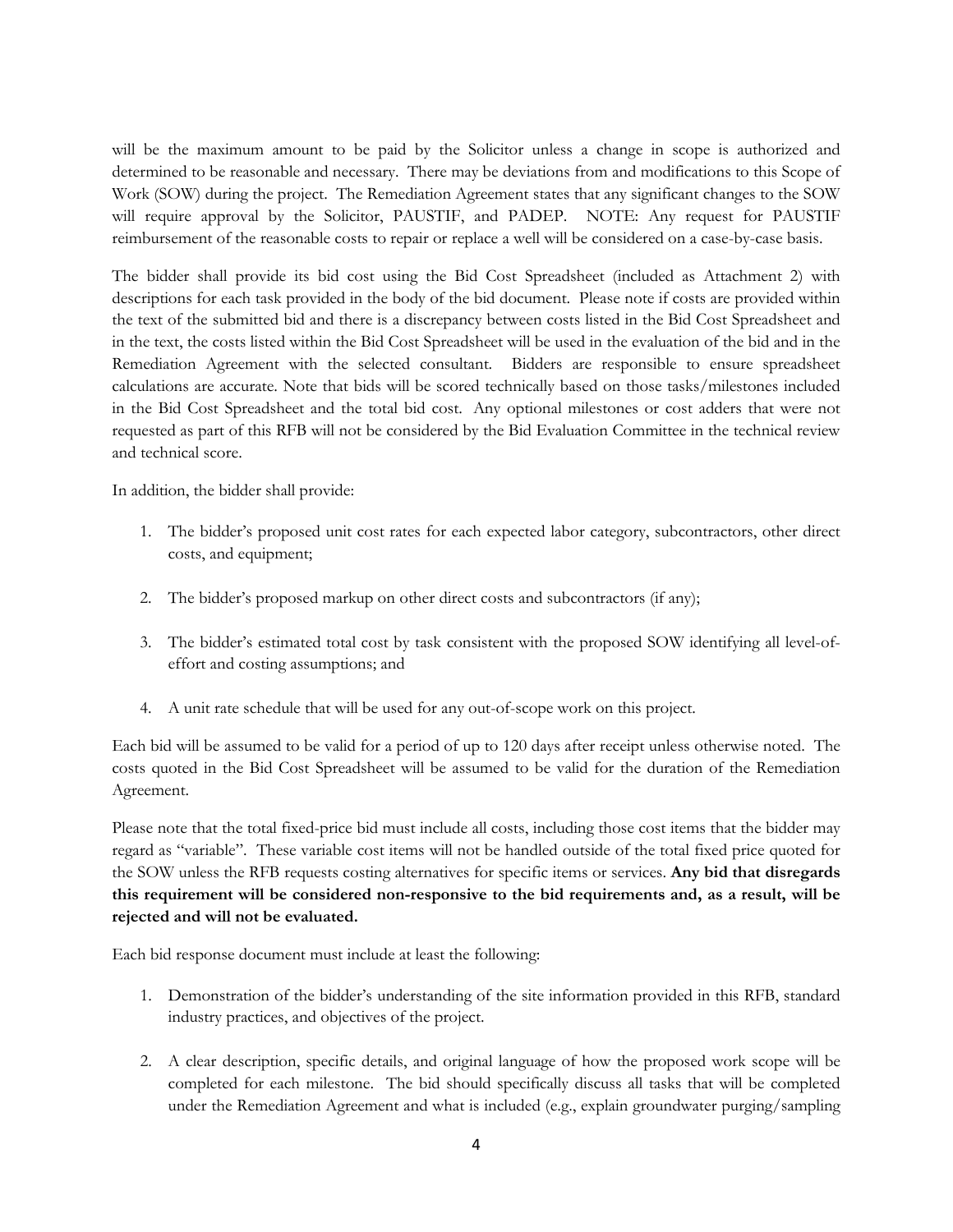will be the maximum amount to be paid by the Solicitor unless a change in scope is authorized and determined to be reasonable and necessary. There may be deviations from and modifications to this Scope of Work (SOW) during the project. The Remediation Agreement states that any significant changes to the SOW will require approval by the Solicitor, PAUSTIF, and PADEP. NOTE: Any request for PAUSTIF reimbursement of the reasonable costs to repair or replace a well will be considered on a case-by-case basis.

The bidder shall provide its bid cost using the Bid Cost Spreadsheet (included as Attachment 2) with descriptions for each task provided in the body of the bid document. Please note if costs are provided within the text of the submitted bid and there is a discrepancy between costs listed in the Bid Cost Spreadsheet and in the text, the costs listed within the Bid Cost Spreadsheet will be used in the evaluation of the bid and in the Remediation Agreement with the selected consultant. Bidders are responsible to ensure spreadsheet calculations are accurate. Note that bids will be scored technically based on those tasks/milestones included in the Bid Cost Spreadsheet and the total bid cost. Any optional milestones or cost adders that were not requested as part of this RFB will not be considered by the Bid Evaluation Committee in the technical review and technical score.

In addition, the bidder shall provide:

1. The bidder's proposed unit cost rates for each expected labor category, subcontractors, other direct costs, and equipment;

2. The bidder's proposed markup on other direct costs and subcontractors (if any);

3. The bidder's estimated total cost by task consistent with the proposed SOW identifying all level-of-effort and costing assumptions; and

4. A unit rate schedule that will be used for any out-of-scope work on this project.

Each bid will be assumed to be valid for a period of up to 120 days after receipt unless otherwise noted. The costs quoted in the Bid Cost Spreadsheet will be assumed to be valid for the duration of the Remediation Agreement.

Please note that the total fixed-price bid must include all costs, including those cost items that the bidder may regard as "variable". These variable cost items will not be handled outside of the total fixed price quoted for the SOW unless the RFB requests costing alternatives for specific items or services. **Any bid that disregards this requirement will be considered non-responsive to the bid requirements and, as a result, will be rejected and will not be evaluated.**

Each bid response document must include at least the following:

1. Demonstration of the bidder's understanding of the site information provided in this RFB, standard industry practices, and objectives of the project.

2. A clear description, specific details, and original language of how the proposed work scope will be completed for each milestone. The bid should specifically discuss all tasks that will be completed under the Remediation Agreement and what is included (e.g., explain groundwater purging/sampling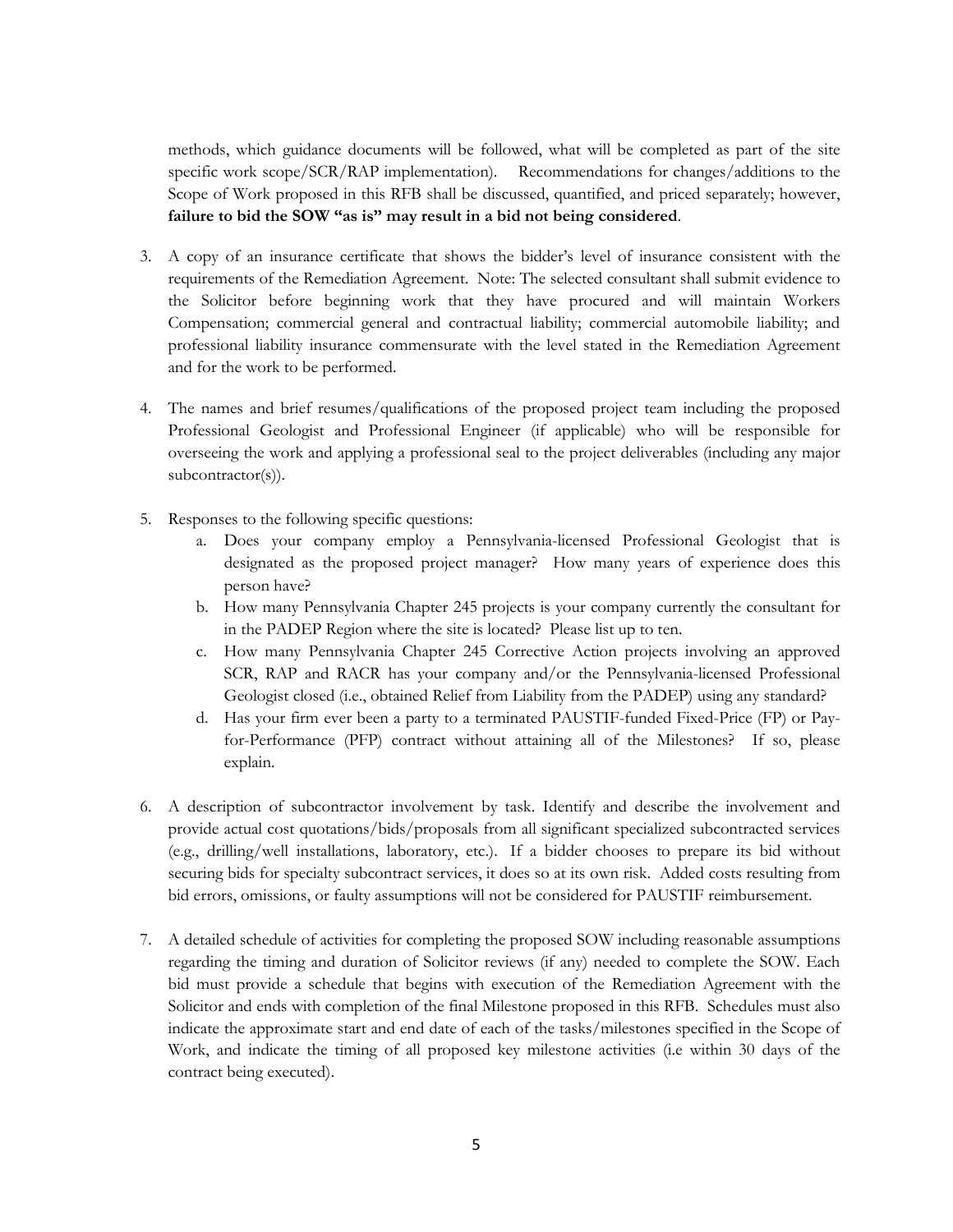methods, which guidance documents will be followed, what will be completed as part of the site specific work scope/SCR/RAP implementation). Recommendations for changes/additions to the Scope of Work proposed in this RFB shall be discussed, quantified, and priced separately; however, **failure to bid the SOW "as is" may result in a bid not being considered**.

3. A copy of an insurance certificate that shows the bidder's level of insurance consistent with the requirements of the Remediation Agreement. Note: The selected consultant shall submit evidence to the Solicitor before beginning work that they have procured and will maintain Workers Compensation; commercial general and contractual liability; commercial automobile liability; and professional liability insurance commensurate with the level stated in the Remediation Agreement and for the work to be performed.

4. The names and brief resumes/qualifications of the proposed project team including the proposed Professional Geologist and Professional Engineer (if applicable) who will be responsible for overseeing the work and applying a professional seal to the project deliverables (including any major subcontractor(s)).

5. Responses to the following specific questions:
   a. Does your company employ a Pennsylvania-licensed Professional Geologist that is designated as the proposed project manager? How many years of experience does this person have?
   b. How many Pennsylvania Chapter 245 projects is your company currently the consultant for in the PADEP Region where the site is located? Please list up to ten.
   c. How many Pennsylvania Chapter 245 Corrective Action projects involving an approved SCR, RAP and RACR has your company and/or the Pennsylvania-licensed Professional Geologist closed (i.e., obtained Relief from Liability from the PADEP) using any standard?
   d. Has your firm ever been a party to a terminated PAUSTIF-funded Fixed-Price (FP) or Pay-for-Performance (PFP) contract without attaining all of the Milestones? If so, please explain.

6. A description of subcontractor involvement by task. Identify and describe the involvement and provide actual cost quotations/bids/proposals from all significant specialized subcontracted services (e.g., drilling/well installations, laboratory, etc.). If a bidder chooses to prepare its bid without securing bids for specialty subcontract services, it does so at its own risk. Added costs resulting from bid errors, omissions, or faulty assumptions will not be considered for PAUSTIF reimbursement.

7. A detailed schedule of activities for completing the proposed SOW including reasonable assumptions regarding the timing and duration of Solicitor reviews (if any) needed to complete the SOW. Each bid must provide a schedule that begins with execution of the Remediation Agreement with the Solicitor and ends with completion of the final Milestone proposed in this RFB. Schedules must also indicate the approximate start and end date of each of the tasks/milestones specified in the Scope of Work, and indicate the timing of all proposed key milestone activities (i.e within 30 days of the contract being executed).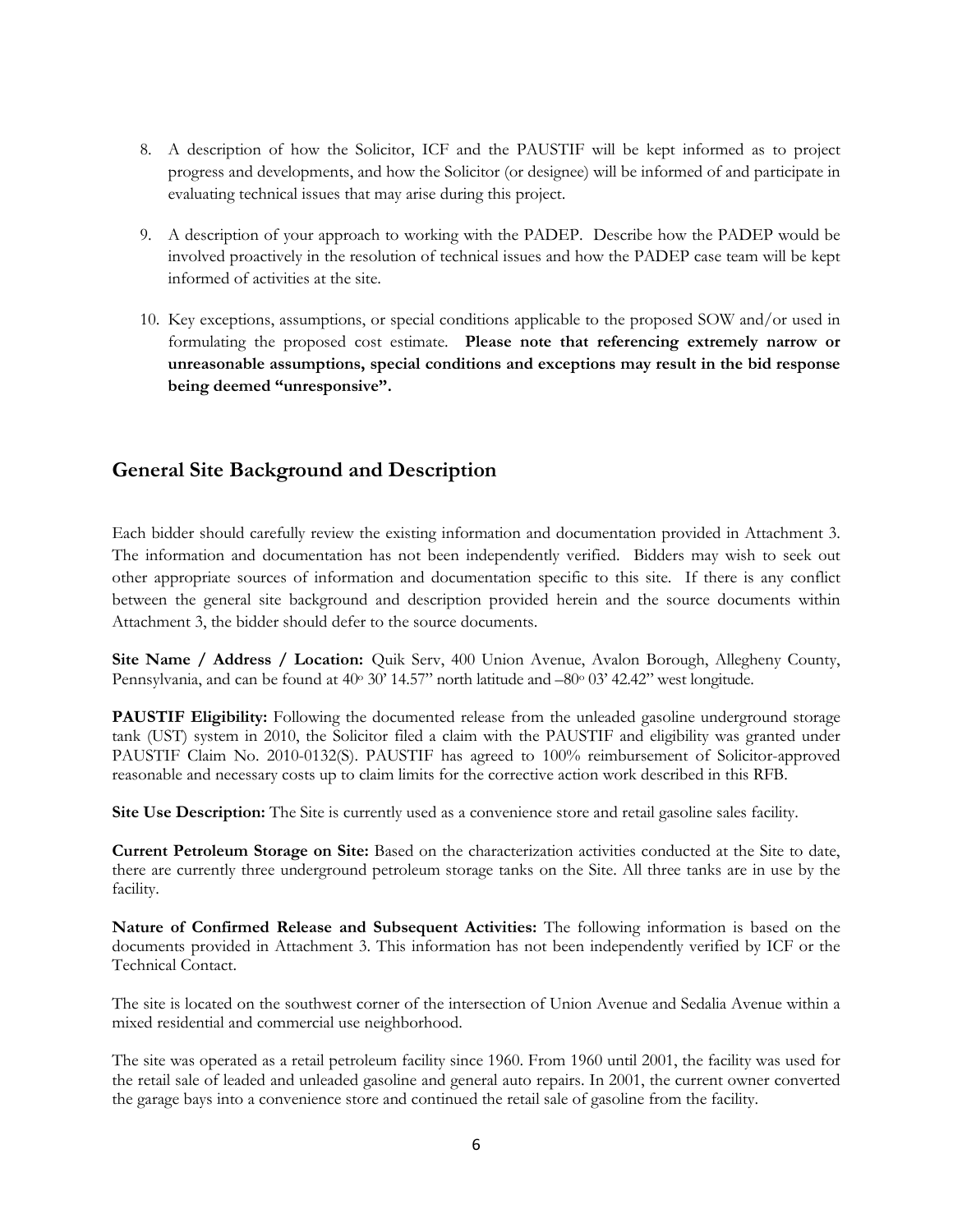8. A description of how the Solicitor, ICF and the PAUSTIF will be kept informed as to project progress and developments, and how the Solicitor (or designee) will be informed of and participate in evaluating technical issues that may arise during this project.

9. A description of your approach to working with the PADEP. Describe how the PADEP would be involved proactively in the resolution of technical issues and how the PADEP case team will be kept informed of activities at the site.

10. Key exceptions, assumptions, or special conditions applicable to the proposed SOW and/or used in formulating the proposed cost estimate. **Please note that referencing extremely narrow or unreasonable assumptions, special conditions and exceptions may result in the bid response being deemed "unresponsive".**

## General Site Background and Description

Each bidder should carefully review the existing information and documentation provided in Attachment 3. The information and documentation has not been independently verified. Bidders may wish to seek out other appropriate sources of information and documentation specific to this site. If there is any conflict between the general site background and description provided herein and the source documents within Attachment 3, the bidder should defer to the source documents.

**Site Name / Address / Location:** Quik Serv, 400 Union Avenue, Avalon Borough, Allegheny County, Pennsylvania, and can be found at 40° 30' 14.57" north latitude and –80° 03' 42.42" west longitude.

**PAUSTIF Eligibility:** Following the documented release from the unleaded gasoline underground storage tank (UST) system in 2010, the Solicitor filed a claim with the PAUSTIF and eligibility was granted under PAUSTIF Claim No. 2010-0132(S). PAUSTIF has agreed to 100% reimbursement of Solicitor-approved reasonable and necessary costs up to claim limits for the corrective action work described in this RFB.

**Site Use Description:** The Site is currently used as a convenience store and retail gasoline sales facility.

**Current Petroleum Storage on Site:** Based on the characterization activities conducted at the Site to date, there are currently three underground petroleum storage tanks on the Site. All three tanks are in use by the facility.

**Nature of Confirmed Release and Subsequent Activities:** The following information is based on the documents provided in Attachment 3. This information has not been independently verified by ICF or the Technical Contact.

The site is located on the southwest corner of the intersection of Union Avenue and Sedalia Avenue within a mixed residential and commercial use neighborhood.

The site was operated as a retail petroleum facility since 1960. From 1960 until 2001, the facility was used for the retail sale of leaded and unleaded gasoline and general auto repairs. In 2001, the current owner converted the garage bays into a convenience store and continued the retail sale of gasoline from the facility.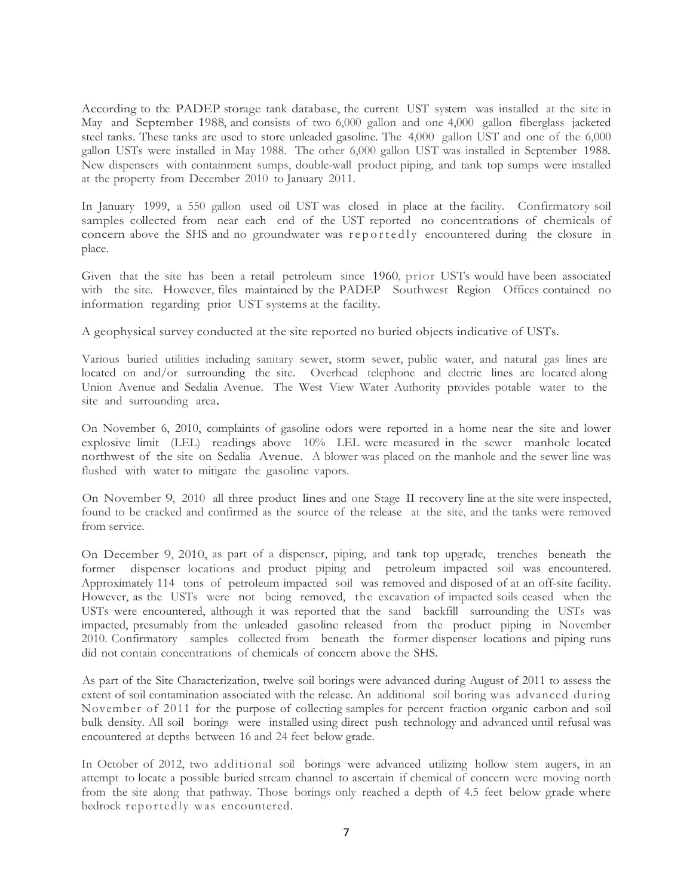According to the PADEP storage tank database, the current UST system was installed at the site in May and September 1988, and consists of two 6,000 gallon and one 4,000 gallon fiberglass jacketed steel tanks. These tanks are used to store unleaded gasoline. The 4,000 gallon UST and one of the 6,000 gallon USTs were installed in May 1988. The other 6,000 gallon UST was installed in September 1988. New dispensers with containment sumps, double-wall product piping, and tank top sumps were installed at the property from December 2010 to January 2011.

In January 1999, a 550 gallon used oil UST was closed in place at the facility. Confirmatory soil samples collected from near each end of the UST reported no concentrations of chemicals of concern above the SHS and no groundwater was reportedly encountered during the closure in place.

Given that the site has been a retail petroleum since 1960, prior USTs would have been associated with the site. However, files maintained by the PADEP Southwest Region Offices contained no information regarding prior UST systems at the facility.

A geophysical survey conducted at the site reported no buried objects indicative of USTs.

Various buried utilities including sanitary sewer, storm sewer, public water, and natural gas lines are located on and/or surrounding the site. Overhead telephone and electric lines are located along Union Avenue and Sedalia Avenue. The West View Water Authority provides potable water to the site and surrounding area.

On November 6, 2010, complaints of gasoline odors were reported in a home near the site and lower explosive limit (LEL) readings above 10% LEL were measured in the sewer manhole located northwest of the site on Sedalia Avenue. A blower was placed on the manhole and the sewer line was flushed with water to mitigate the gasoline vapors.

On November 9, 2010 all three product lines and one Stage II recovery line at the site were inspected, found to be cracked and confirmed as the source of the release at the site, and the tanks were removed from service.

On December 9, 2010, as part of a dispenser, piping, and tank top upgrade, trenches beneath the former dispenser locations and product piping and petroleum impacted soil was encountered. Approximately 114 tons of petroleum impacted soil was removed and disposed of at an off-site facility. However, as the USTs were not being removed, the excavation of impacted soils ceased when the USTs were encountered, although it was reported that the sand backfill surrounding the USTs was impacted, presumably from the unleaded gasoline released from the product piping in November 2010. Confirmatory samples collected from beneath the former dispenser locations and piping runs did not contain concentrations of chemicals of concern above the SHS.

As part of the Site Characterization, twelve soil borings were advanced during August of 2011 to assess the extent of soil contamination associated with the release. An additional soil boring was advanced during November of 2011 for the purpose of collecting samples for percent fraction organic carbon and soil bulk density. All soil borings were installed using direct push technology and advanced until refusal was encountered at depths between 16 and 24 feet below grade.

In October of 2012, two additional soil borings were advanced utilizing hollow stem augers, in an attempt to locate a possible buried stream channel to ascertain if chemical of concern were moving north from the site along that pathway. Those borings only reached a depth of 4.5 feet below grade where bedrock reportedly was encountered.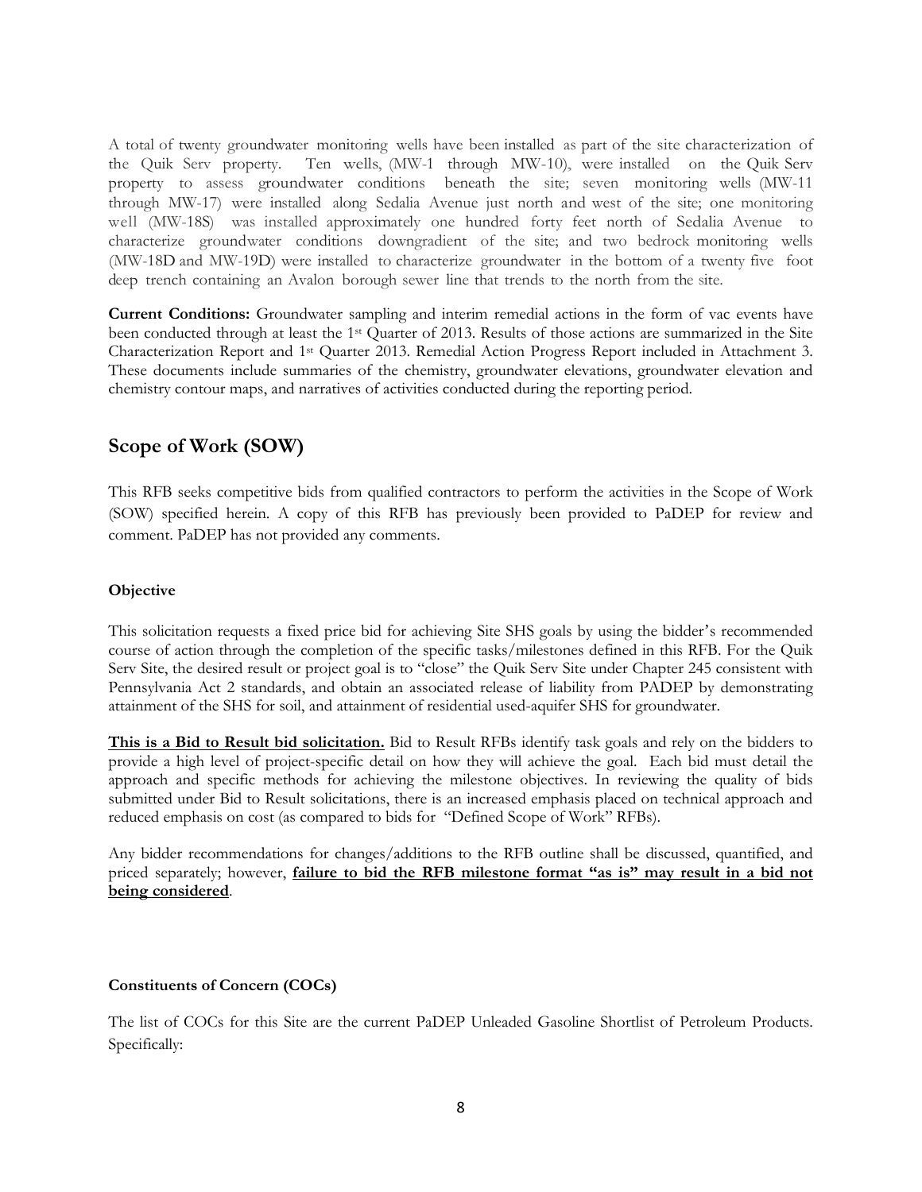A total of twenty groundwater monitoring wells have been installed as part of the site characterization of the Quik Serv property. Ten wells, (MW-1 through MW-10), were installed on the Quik Serv property to assess groundwater conditions beneath the site; seven monitoring wells (MW-11 through MW-17) were installed along Sedalia Avenue just north and west of the site; one monitoring well (MW-18S) was installed approximately one hundred forty feet north of Sedalia Avenue to characterize groundwater conditions downgradient of the site; and two bedrock monitoring wells (MW-18D and MW-19D) were installed to characterize groundwater in the bottom of a twenty five foot deep trench containing an Avalon borough sewer line that trends to the north from the site.

**Current Conditions:** Groundwater sampling and interim remedial actions in the form of vac events have been conducted through at least the 1st Quarter of 2013. Results of those actions are summarized in the Site Characterization Report and 1st Quarter 2013. Remedial Action Progress Report included in Attachment 3. These documents include summaries of the chemistry, groundwater elevations, groundwater elevation and chemistry contour maps, and narratives of activities conducted during the reporting period.

## Scope of Work (SOW)

This RFB seeks competitive bids from qualified contractors to perform the activities in the Scope of Work (SOW) specified herein. A copy of this RFB has previously been provided to PaDEP for review and comment. PaDEP has not provided any comments.

**Objective**

This solicitation requests a fixed price bid for achieving Site SHS goals by using the bidder's recommended course of action through the completion of the specific tasks/milestones defined in this RFB. For the Quik Serv Site, the desired result or project goal is to "close" the Quik Serv Site under Chapter 245 consistent with Pennsylvania Act 2 standards, and obtain an associated release of liability from PADEP by demonstrating attainment of the SHS for soil, and attainment of residential used-aquifer SHS for groundwater.

**This is a Bid to Result bid solicitation.** Bid to Result RFBs identify task goals and rely on the bidders to provide a high level of project-specific detail on how they will achieve the goal. Each bid must detail the approach and specific methods for achieving the milestone objectives. In reviewing the quality of bids submitted under Bid to Result solicitations, there is an increased emphasis placed on technical approach and reduced emphasis on cost (as compared to bids for "Defined Scope of Work" RFBs).

Any bidder recommendations for changes/additions to the RFB outline shall be discussed, quantified, and priced separately; however, **failure to bid the RFB milestone format "as is" may result in a bid not being considered**.

**Constituents of Concern (COCs)**

The list of COCs for this Site are the current PaDEP Unleaded Gasoline Shortlist of Petroleum Products. Specifically: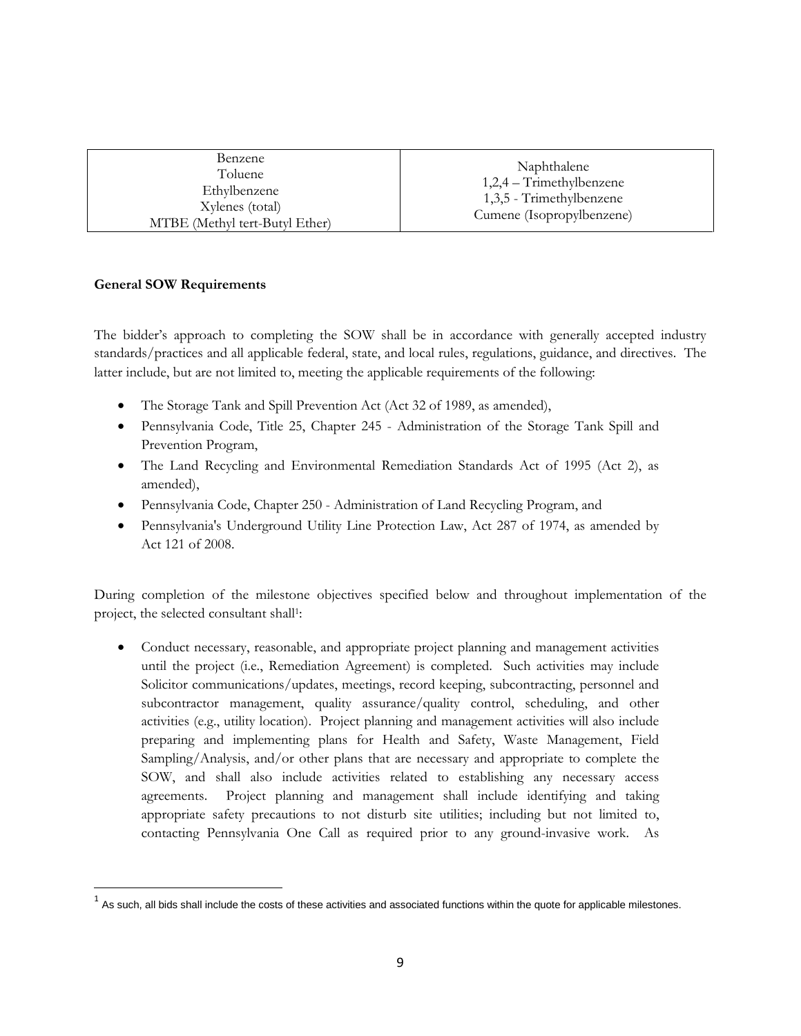| Benzene<br>Toluene<br>Ethylbenzene<br>Xylenes (total)<br>MTBE (Methyl tert-Butyl Ether) | Naphthalene<br>1,2,4 – Trimethylbenzene<br>1,3,5 - Trimethylbenzene<br>Cumene (Isopropylbenzene) |
|---|---|

**General SOW Requirements**

The bidder's approach to completing the SOW shall be in accordance with generally accepted industry standards/practices and all applicable federal, state, and local rules, regulations, guidance, and directives. The latter include, but are not limited to, meeting the applicable requirements of the following:

- The Storage Tank and Spill Prevention Act (Act 32 of 1989, as amended),
- Pennsylvania Code, Title 25, Chapter 245 - Administration of the Storage Tank Spill and Prevention Program,
- The Land Recycling and Environmental Remediation Standards Act of 1995 (Act 2), as amended),
- Pennsylvania Code, Chapter 250 - Administration of Land Recycling Program, and
- Pennsylvania's Underground Utility Line Protection Law, Act 287 of 1974, as amended by Act 121 of 2008.

During completion of the milestone objectives specified below and throughout implementation of the project, the selected consultant shall[1]:

- Conduct necessary, reasonable, and appropriate project planning and management activities until the project (i.e., Remediation Agreement) is completed. Such activities may include Solicitor communications/updates, meetings, record keeping, subcontracting, personnel and subcontractor management, quality assurance/quality control, scheduling, and other activities (e.g., utility location). Project planning and management activities will also include preparing and implementing plans for Health and Safety, Waste Management, Field Sampling/Analysis, and/or other plans that are necessary and appropriate to complete the SOW, and shall also include activities related to establishing any necessary access agreements. Project planning and management shall include identifying and taking appropriate safety precautions to not disturb site utilities; including but not limited to, contacting Pennsylvania One Call as required prior to any ground-invasive work. As

[1] As such, all bids shall include the costs of these activities and associated functions within the quote for applicable milestones.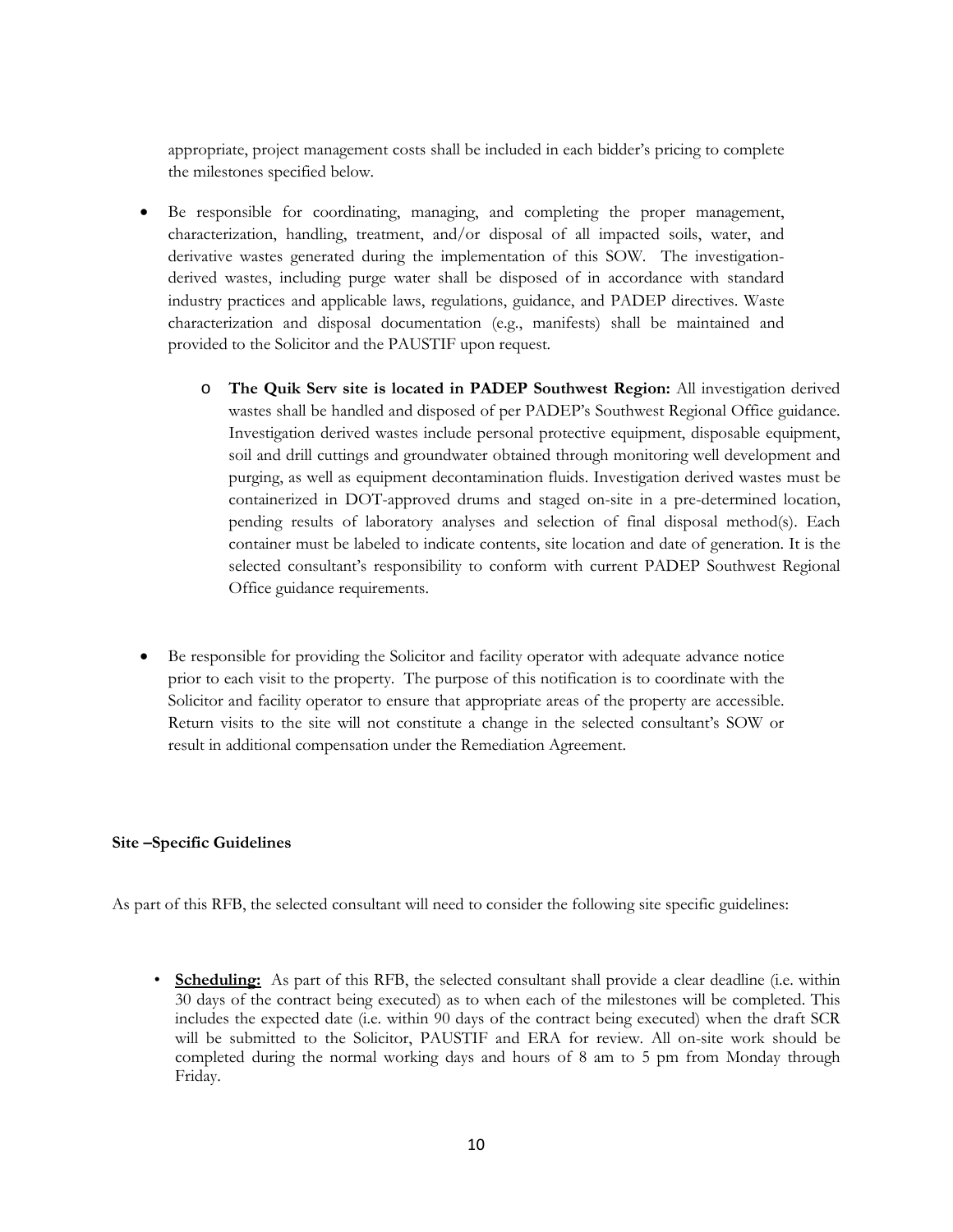appropriate, project management costs shall be included in each bidder's pricing to complete the milestones specified below.

- Be responsible for coordinating, managing, and completing the proper management, characterization, handling, treatment, and/or disposal of all impacted soils, water, and derivative wastes generated during the implementation of this SOW. The investigation-derived wastes, including purge water shall be disposed of in accordance with standard industry practices and applicable laws, regulations, guidance, and PADEP directives. Waste characterization and disposal documentation (e.g., manifests) shall be maintained and provided to the Solicitor and the PAUSTIF upon request.
    - **The Quik Serv site is located in PADEP Southwest Region:** All investigation derived wastes shall be handled and disposed of per PADEP's Southwest Regional Office guidance. Investigation derived wastes include personal protective equipment, disposable equipment, soil and drill cuttings and groundwater obtained through monitoring well development and purging, as well as equipment decontamination fluids. Investigation derived wastes must be containerized in DOT-approved drums and staged on-site in a pre-determined location, pending results of laboratory analyses and selection of final disposal method(s). Each container must be labeled to indicate contents, site location and date of generation. It is the selected consultant's responsibility to conform with current PADEP Southwest Regional Office guidance requirements.

- Be responsible for providing the Solicitor and facility operator with adequate advance notice prior to each visit to the property. The purpose of this notification is to coordinate with the Solicitor and facility operator to ensure that appropriate areas of the property are accessible. Return visits to the site will not constitute a change in the selected consultant's SOW or result in additional compensation under the Remediation Agreement.

**Site –Specific Guidelines**

As part of this RFB, the selected consultant will need to consider the following site specific guidelines:

- **Scheduling:** As part of this RFB, the selected consultant shall provide a clear deadline (i.e. within 30 days of the contract being executed) as to when each of the milestones will be completed. This includes the expected date (i.e. within 90 days of the contract being executed) when the draft SCR will be submitted to the Solicitor, PAUSTIF and ERA for review. All on-site work should be completed during the normal working days and hours of 8 am to 5 pm from Monday through Friday.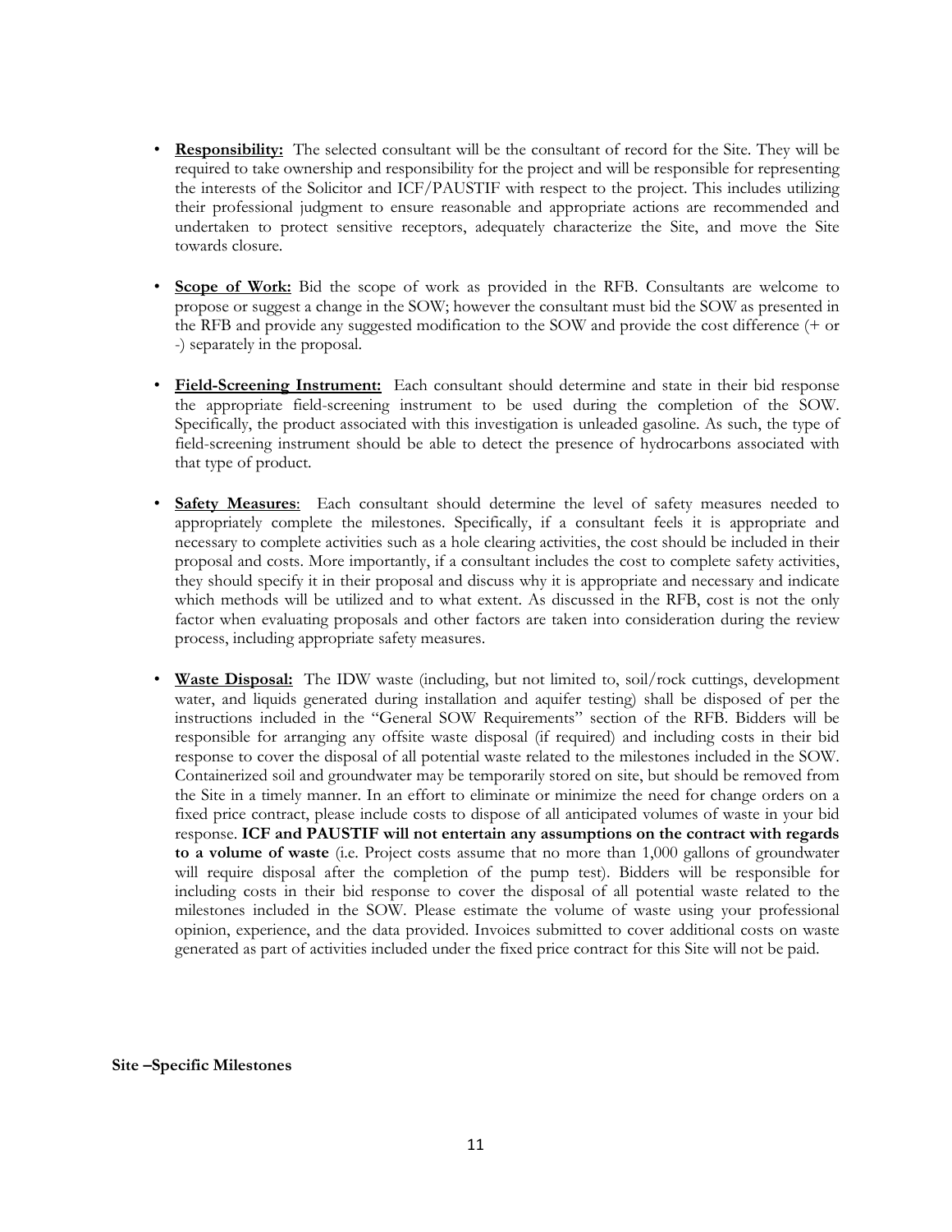- **Responsibility:** The selected consultant will be the consultant of record for the Site. They will be required to take ownership and responsibility for the project and will be responsible for representing the interests of the Solicitor and ICF/PAUSTIF with respect to the project. This includes utilizing their professional judgment to ensure reasonable and appropriate actions are recommended and undertaken to protect sensitive receptors, adequately characterize the Site, and move the Site towards closure.

- **Scope of Work:** Bid the scope of work as provided in the RFB. Consultants are welcome to propose or suggest a change in the SOW; however the consultant must bid the SOW as presented in the RFB and provide any suggested modification to the SOW and provide the cost difference (+ or -) separately in the proposal.

- **Field-Screening Instrument:** Each consultant should determine and state in their bid response the appropriate field-screening instrument to be used during the completion of the SOW. Specifically, the product associated with this investigation is unleaded gasoline. As such, the type of field-screening instrument should be able to detect the presence of hydrocarbons associated with that type of product.

- **Safety Measures**: Each consultant should determine the level of safety measures needed to appropriately complete the milestones. Specifically, if a consultant feels it is appropriate and necessary to complete activities such as a hole clearing activities, the cost should be included in their proposal and costs. More importantly, if a consultant includes the cost to complete safety activities, they should specify it in their proposal and discuss why it is appropriate and necessary and indicate which methods will be utilized and to what extent. As discussed in the RFB, cost is not the only factor when evaluating proposals and other factors are taken into consideration during the review process, including appropriate safety measures.

- **Waste Disposal:** The IDW waste (including, but not limited to, soil/rock cuttings, development water, and liquids generated during installation and aquifer testing) shall be disposed of per the instructions included in the "General SOW Requirements" section of the RFB. Bidders will be responsible for arranging any offsite waste disposal (if required) and including costs in their bid response to cover the disposal of all potential waste related to the milestones included in the SOW. Containerized soil and groundwater may be temporarily stored on site, but should be removed from the Site in a timely manner. In an effort to eliminate or minimize the need for change orders on a fixed price contract, please include costs to dispose of all anticipated volumes of waste in your bid response. **ICF and PAUSTIF will not entertain any assumptions on the contract with regards to a volume of waste** (i.e. Project costs assume that no more than 1,000 gallons of groundwater will require disposal after the completion of the pump test). Bidders will be responsible for including costs in their bid response to cover the disposal of all potential waste related to the milestones included in the SOW. Please estimate the volume of waste using your professional opinion, experience, and the data provided. Invoices submitted to cover additional costs on waste generated as part of activities included under the fixed price contract for this Site will not be paid.

**Site –Specific Milestones**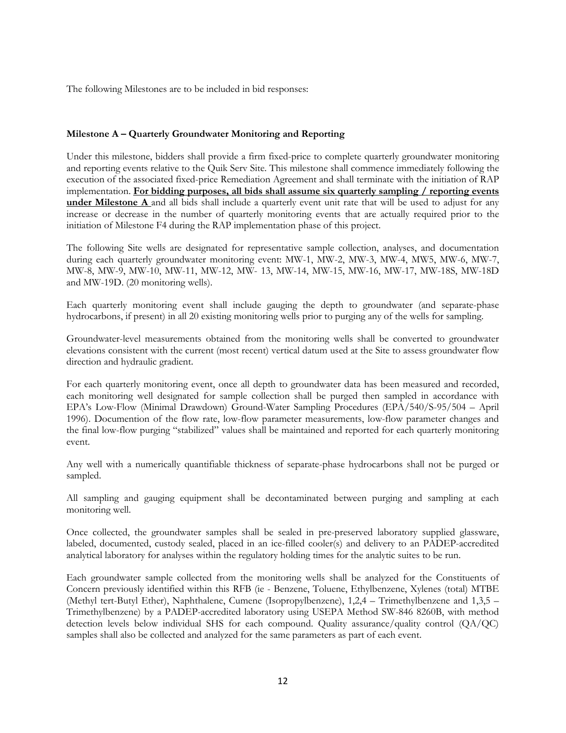The following Milestones are to be included in bid responses:

**Milestone A – Quarterly Groundwater Monitoring and Reporting**

Under this milestone, bidders shall provide a firm fixed-price to complete quarterly groundwater monitoring and reporting events relative to the Quik Serv Site. This milestone shall commence immediately following the execution of the associated fixed-price Remediation Agreement and shall terminate with the initiation of RAP implementation. **For bidding purposes, all bids shall assume six quarterly sampling / reporting events under Milestone A** and all bids shall include a quarterly event unit rate that will be used to adjust for any increase or decrease in the number of quarterly monitoring events that are actually required prior to the initiation of Milestone F4 during the RAP implementation phase of this project.

The following Site wells are designated for representative sample collection, analyses, and documentation during each quarterly groundwater monitoring event: MW-1, MW-2, MW-3, MW-4, MW5, MW-6, MW-7, MW-8, MW-9, MW-10, MW-11, MW-12, MW- 13, MW-14, MW-15, MW-16, MW-17, MW-18S, MW-18D and MW-19D. (20 monitoring wells).

Each quarterly monitoring event shall include gauging the depth to groundwater (and separate-phase hydrocarbons, if present) in all 20 existing monitoring wells prior to purging any of the wells for sampling.

Groundwater-level measurements obtained from the monitoring wells shall be converted to groundwater elevations consistent with the current (most recent) vertical datum used at the Site to assess groundwater flow direction and hydraulic gradient.

For each quarterly monitoring event, once all depth to groundwater data has been measured and recorded, each monitoring well designated for sample collection shall be purged then sampled in accordance with EPA's Low-Flow (Minimal Drawdown) Ground-Water Sampling Procedures (EPA/540/S-95/504 – April 1996). Documention of the flow rate, low-flow parameter measurements, low-flow parameter changes and the final low-flow purging "stabilized" values shall be maintained and reported for each quarterly monitoring event.

Any well with a numerically quantifiable thickness of separate-phase hydrocarbons shall not be purged or sampled.

All sampling and gauging equipment shall be decontaminated between purging and sampling at each monitoring well.

Once collected, the groundwater samples shall be sealed in pre-preserved laboratory supplied glassware, labeled, documented, custody sealed, placed in an ice-filled cooler(s) and delivery to an PADEP-accredited analytical laboratory for analyses within the regulatory holding times for the analytic suites to be run.

Each groundwater sample collected from the monitoring wells shall be analyzed for the Constituents of Concern previously identified within this RFB (ie - Benzene, Toluene, Ethylbenzene, Xylenes (total) MTBE (Methyl tert-Butyl Ether), Naphthalene, Cumene (Isopropylbenzene), 1,2,4 – Trimethylbenzene and 1,3,5 – Trimethylbenzene) by a PADEP-accredited laboratory using USEPA Method SW-846 8260B, with method detection levels below individual SHS for each compound. Quality assurance/quality control (QA/QC) samples shall also be collected and analyzed for the same parameters as part of each event.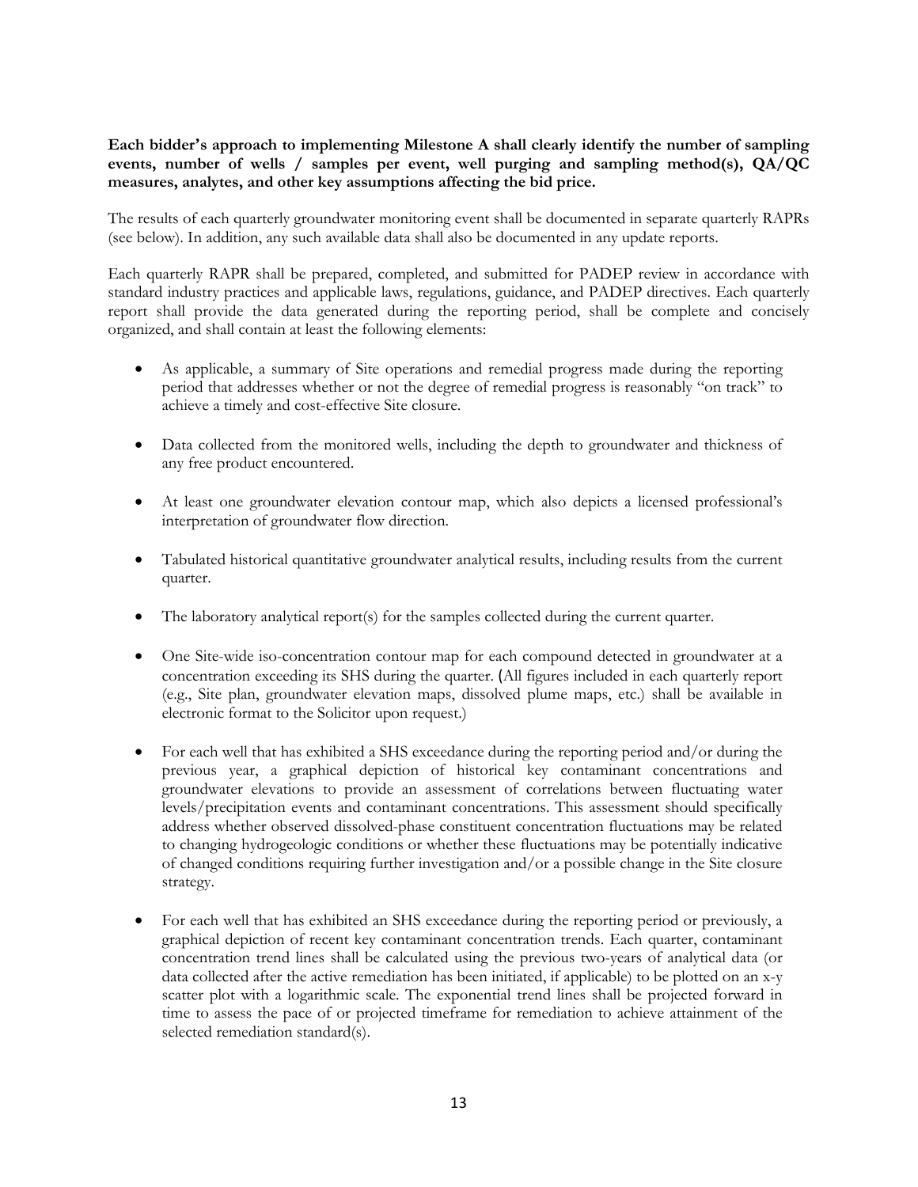**Each bidder's approach to implementing Milestone A shall clearly identify the number of sampling events, number of wells / samples per event, well purging and sampling method(s), QA/QC measures, analytes, and other key assumptions affecting the bid price.**

The results of each quarterly groundwater monitoring event shall be documented in separate quarterly RAPRs (see below). In addition, any such available data shall also be documented in any update reports.

Each quarterly RAPR shall be prepared, completed, and submitted for PADEP review in accordance with standard industry practices and applicable laws, regulations, guidance, and PADEP directives. Each quarterly report shall provide the data generated during the reporting period, shall be complete and concisely organized, and shall contain at least the following elements:

- As applicable, a summary of Site operations and remedial progress made during the reporting period that addresses whether or not the degree of remedial progress is reasonably "on track" to achieve a timely and cost-effective Site closure.

- Data collected from the monitored wells, including the depth to groundwater and thickness of any free product encountered.

- At least one groundwater elevation contour map, which also depicts a licensed professional's interpretation of groundwater flow direction.

- Tabulated historical quantitative groundwater analytical results, including results from the current quarter.

- The laboratory analytical report(s) for the samples collected during the current quarter.

- One Site-wide iso-concentration contour map for each compound detected in groundwater at a concentration exceeding its SHS during the quarter. (All figures included in each quarterly report (e.g., Site plan, groundwater elevation maps, dissolved plume maps, etc.) shall be available in electronic format to the Solicitor upon request.)

- For each well that has exhibited a SHS exceedance during the reporting period and/or during the previous year, a graphical depiction of historical key contaminant concentrations and groundwater elevations to provide an assessment of correlations between fluctuating water levels/precipitation events and contaminant concentrations. This assessment should specifically address whether observed dissolved-phase constituent concentration fluctuations may be related to changing hydrogeologic conditions or whether these fluctuations may be potentially indicative of changed conditions requiring further investigation and/or a possible change in the Site closure strategy.

- For each well that has exhibited an SHS exceedance during the reporting period or previously, a graphical depiction of recent key contaminant concentration trends. Each quarter, contaminant concentration trend lines shall be calculated using the previous two-years of analytical data (or data collected after the active remediation has been initiated, if applicable) to be plotted on an x-y scatter plot with a logarithmic scale. The exponential trend lines shall be projected forward in time to assess the pace of or projected timeframe for remediation to achieve attainment of the selected remediation standard(s).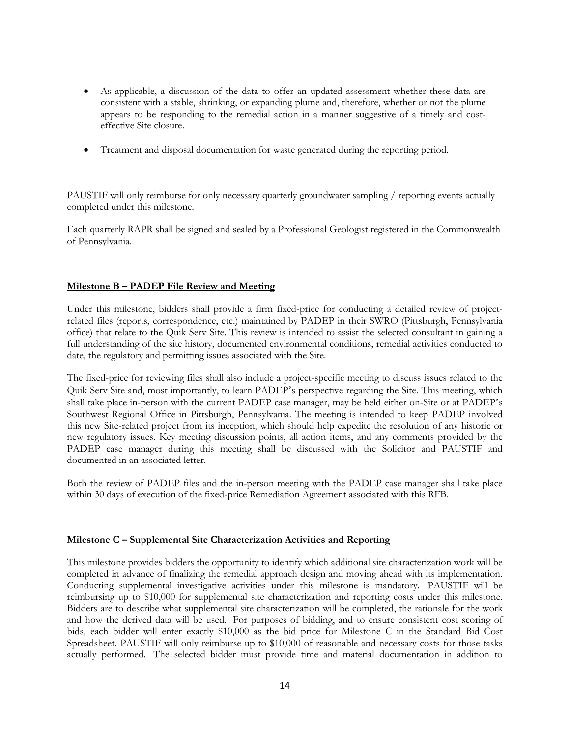- As applicable, a discussion of the data to offer an updated assessment whether these data are consistent with a stable, shrinking, or expanding plume and, therefore, whether or not the plume appears to be responding to the remedial action in a manner suggestive of a timely and cost-effective Site closure.

- Treatment and disposal documentation for waste generated during the reporting period.

PAUSTIF will only reimburse for only necessary quarterly groundwater sampling / reporting events actually completed under this milestone.

Each quarterly RAPR shall be signed and sealed by a Professional Geologist registered in the Commonwealth of Pennsylvania.

**Milestone B – PADEP File Review and Meeting**

Under this milestone, bidders shall provide a firm fixed-price for conducting a detailed review of project-related files (reports, correspondence, etc.) maintained by PADEP in their SWRO (Pittsburgh, Pennsylvania office) that relate to the Quik Serv Site. This review is intended to assist the selected consultant in gaining a full understanding of the site history, documented environmental conditions, remedial activities conducted to date, the regulatory and permitting issues associated with the Site.

The fixed-price for reviewing files shall also include a project-specific meeting to discuss issues related to the Quik Serv Site and, most importantly, to learn PADEP's perspective regarding the Site. This meeting, which shall take place in-person with the current PADEP case manager, may be held either on-Site or at PADEP's Southwest Regional Office in Pittsburgh, Pennsylvania. The meeting is intended to keep PADEP involved this new Site-related project from its inception, which should help expedite the resolution of any historic or new regulatory issues. Key meeting discussion points, all action items, and any comments provided by the PADEP case manager during this meeting shall be discussed with the Solicitor and PAUSTIF and documented in an associated letter.

Both the review of PADEP files and the in-person meeting with the PADEP case manager shall take place within 30 days of execution of the fixed-price Remediation Agreement associated with this RFB.

**Milestone C – Supplemental Site Characterization Activities and Reporting**

This milestone provides bidders the opportunity to identify which additional site characterization work will be completed in advance of finalizing the remedial approach design and moving ahead with its implementation. Conducting supplemental investigative activities under this milestone is mandatory. PAUSTIF will be reimbursing up to $10,000 for supplemental site characterization and reporting costs under this milestone. Bidders are to describe what supplemental site characterization will be completed, the rationale for the work and how the derived data will be used. For purposes of bidding, and to ensure consistent cost scoring of bids, each bidder will enter exactly $10,000 as the bid price for Milestone C in the Standard Bid Cost Spreadsheet. PAUSTIF will only reimburse up to $10,000 of reasonable and necessary costs for those tasks actually performed. The selected bidder must provide time and material documentation in addition to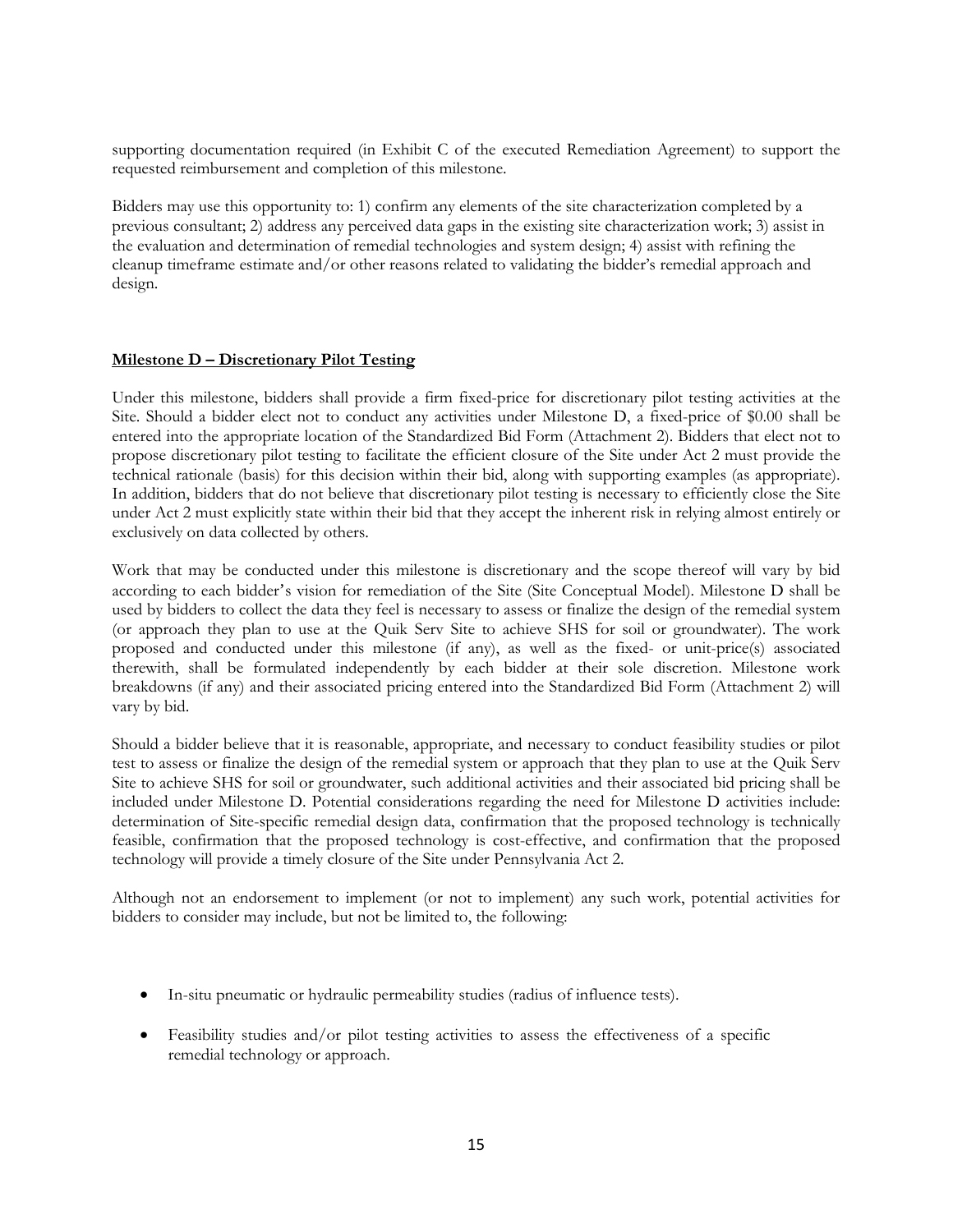supporting documentation required (in Exhibit C of the executed Remediation Agreement) to support the requested reimbursement and completion of this milestone.

Bidders may use this opportunity to: 1) confirm any elements of the site characterization completed by a previous consultant; 2) address any perceived data gaps in the existing site characterization work; 3) assist in the evaluation and determination of remedial technologies and system design; 4) assist with refining the cleanup timeframe estimate and/or other reasons related to validating the bidder's remedial approach and design.

**Milestone D – Discretionary Pilot Testing**

Under this milestone, bidders shall provide a firm fixed-price for discretionary pilot testing activities at the Site. Should a bidder elect not to conduct any activities under Milestone D, a fixed-price of $0.00 shall be entered into the appropriate location of the Standardized Bid Form (Attachment 2). Bidders that elect not to propose discretionary pilot testing to facilitate the efficient closure of the Site under Act 2 must provide the technical rationale (basis) for this decision within their bid, along with supporting examples (as appropriate). In addition, bidders that do not believe that discretionary pilot testing is necessary to efficiently close the Site under Act 2 must explicitly state within their bid that they accept the inherent risk in relying almost entirely or exclusively on data collected by others.

Work that may be conducted under this milestone is discretionary and the scope thereof will vary by bid according to each bidder's vision for remediation of the Site (Site Conceptual Model). Milestone D shall be used by bidders to collect the data they feel is necessary to assess or finalize the design of the remedial system (or approach they plan to use at the Quik Serv Site to achieve SHS for soil or groundwater). The work proposed and conducted under this milestone (if any), as well as the fixed- or unit-price(s) associated therewith, shall be formulated independently by each bidder at their sole discretion. Milestone work breakdowns (if any) and their associated pricing entered into the Standardized Bid Form (Attachment 2) will vary by bid.

Should a bidder believe that it is reasonable, appropriate, and necessary to conduct feasibility studies or pilot test to assess or finalize the design of the remedial system or approach that they plan to use at the Quik Serv Site to achieve SHS for soil or groundwater, such additional activities and their associated bid pricing shall be included under Milestone D. Potential considerations regarding the need for Milestone D activities include: determination of Site-specific remedial design data, confirmation that the proposed technology is technically feasible, confirmation that the proposed technology is cost-effective, and confirmation that the proposed technology will provide a timely closure of the Site under Pennsylvania Act 2.

Although not an endorsement to implement (or not to implement) any such work, potential activities for bidders to consider may include, but not be limited to, the following:

- In-situ pneumatic or hydraulic permeability studies (radius of influence tests).
- Feasibility studies and/or pilot testing activities to assess the effectiveness of a specific remedial technology or approach.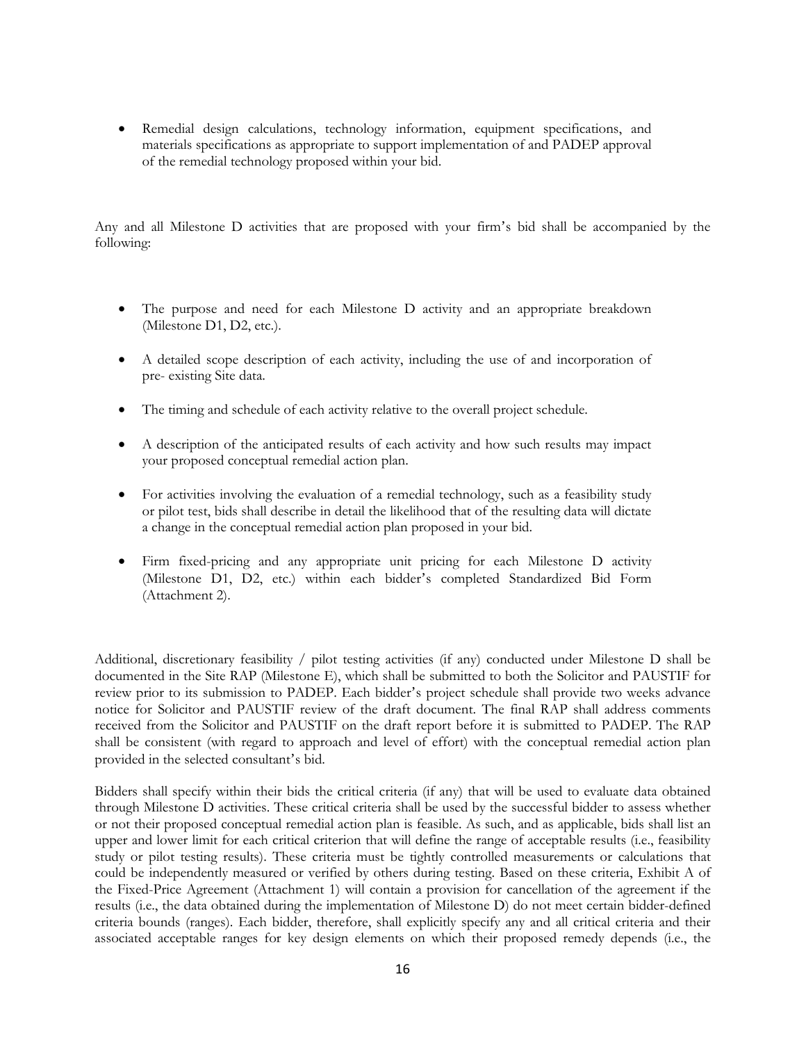- Remedial design calculations, technology information, equipment specifications, and materials specifications as appropriate to support implementation of and PADEP approval of the remedial technology proposed within your bid.

Any and all Milestone D activities that are proposed with your firm's bid shall be accompanied by the following:

- The purpose and need for each Milestone D activity and an appropriate breakdown (Milestone D1, D2, etc.).
- A detailed scope description of each activity, including the use of and incorporation of pre- existing Site data.
- The timing and schedule of each activity relative to the overall project schedule.
- A description of the anticipated results of each activity and how such results may impact your proposed conceptual remedial action plan.
- For activities involving the evaluation of a remedial technology, such as a feasibility study or pilot test, bids shall describe in detail the likelihood that of the resulting data will dictate a change in the conceptual remedial action plan proposed in your bid.
- Firm fixed-pricing and any appropriate unit pricing for each Milestone D activity (Milestone D1, D2, etc.) within each bidder's completed Standardized Bid Form (Attachment 2).

Additional, discretionary feasibility / pilot testing activities (if any) conducted under Milestone D shall be documented in the Site RAP (Milestone E), which shall be submitted to both the Solicitor and PAUSTIF for review prior to its submission to PADEP. Each bidder's project schedule shall provide two weeks advance notice for Solicitor and PAUSTIF review of the draft document. The final RAP shall address comments received from the Solicitor and PAUSTIF on the draft report before it is submitted to PADEP. The RAP shall be consistent (with regard to approach and level of effort) with the conceptual remedial action plan provided in the selected consultant's bid.

Bidders shall specify within their bids the critical criteria (if any) that will be used to evaluate data obtained through Milestone D activities. These critical criteria shall be used by the successful bidder to assess whether or not their proposed conceptual remedial action plan is feasible. As such, and as applicable, bids shall list an upper and lower limit for each critical criterion that will define the range of acceptable results (i.e., feasibility study or pilot testing results). These criteria must be tightly controlled measurements or calculations that could be independently measured or verified by others during testing. Based on these criteria, Exhibit A of the Fixed-Price Agreement (Attachment 1) will contain a provision for cancellation of the agreement if the results (i.e., the data obtained during the implementation of Milestone D) do not meet certain bidder-defined criteria bounds (ranges). Each bidder, therefore, shall explicitly specify any and all critical criteria and their associated acceptable ranges for key design elements on which their proposed remedy depends (i.e., the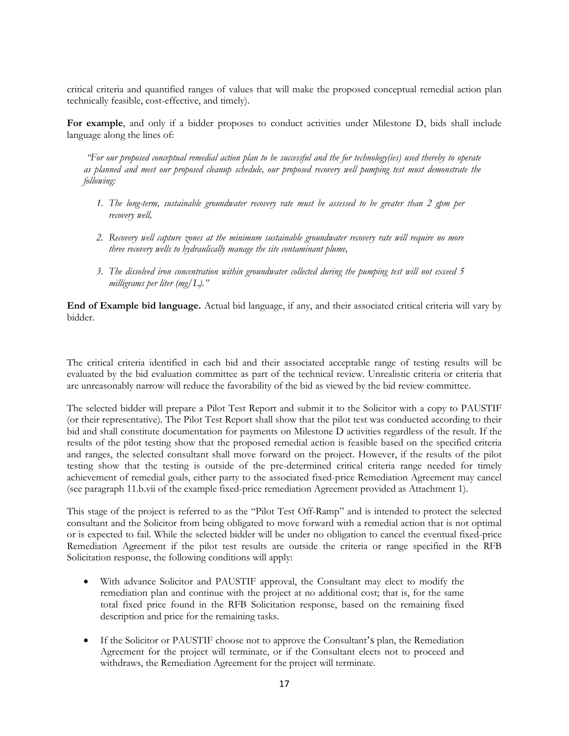critical criteria and quantified ranges of values that will make the proposed conceptual remedial action plan technically feasible, cost-effective, and timely).

**For example**, and only if a bidder proposes to conduct activities under Milestone D, bids shall include language along the lines of:

*"For our proposed conceptual remedial action plan to be successful and the for technology(ies) used thereby to operate as planned and meet our proposed cleanup schedule, our proposed recovery well pumping test must demonstrate the following:*

1. *The long-term, sustainable groundwater recovery rate must be assessed to be greater than 2 gpm per recovery well,*

2. *Recovery well capture zones at the minimum sustainable groundwater recovery rate will require no more three recovery wells to hydraulically manage the site contaminant plume,*

3. *The dissolved iron concentration within groundwater collected during the pumping test will not exceed 5 milligrams per liter (mg/L)."*

**End of Example bid language.** Actual bid language, if any, and their associated critical criteria will vary by bidder.

The critical criteria identified in each bid and their associated acceptable range of testing results will be evaluated by the bid evaluation committee as part of the technical review. Unrealistic criteria or criteria that are unreasonably narrow will reduce the favorability of the bid as viewed by the bid review committee.

The selected bidder will prepare a Pilot Test Report and submit it to the Solicitor with a copy to PAUSTIF (or their representative). The Pilot Test Report shall show that the pilot test was conducted according to their bid and shall constitute documentation for payments on Milestone D activities regardless of the result. If the results of the pilot testing show that the proposed remedial action is feasible based on the specified criteria and ranges, the selected consultant shall move forward on the project. However, if the results of the pilot testing show that the testing is outside of the pre-determined critical criteria range needed for timely achievement of remedial goals, either party to the associated fixed-price Remediation Agreement may cancel (see paragraph 11.b.vii of the example fixed-price remediation Agreement provided as Attachment 1).

This stage of the project is referred to as the "Pilot Test Off-Ramp" and is intended to protect the selected consultant and the Solicitor from being obligated to move forward with a remedial action that is not optimal or is expected to fail. While the selected bidder will be under no obligation to cancel the eventual fixed-price Remediation Agreement if the pilot test results are outside the criteria or range specified in the RFB Solicitation response, the following conditions will apply:

- With advance Solicitor and PAUSTIF approval, the Consultant may elect to modify the remediation plan and continue with the project at no additional cost; that is, for the same total fixed price found in the RFB Solicitation response, based on the remaining fixed description and price for the remaining tasks.

- If the Solicitor or PAUSTIF choose not to approve the Consultant's plan, the Remediation Agreement for the project will terminate, or if the Consultant elects not to proceed and withdraws, the Remediation Agreement for the project will terminate.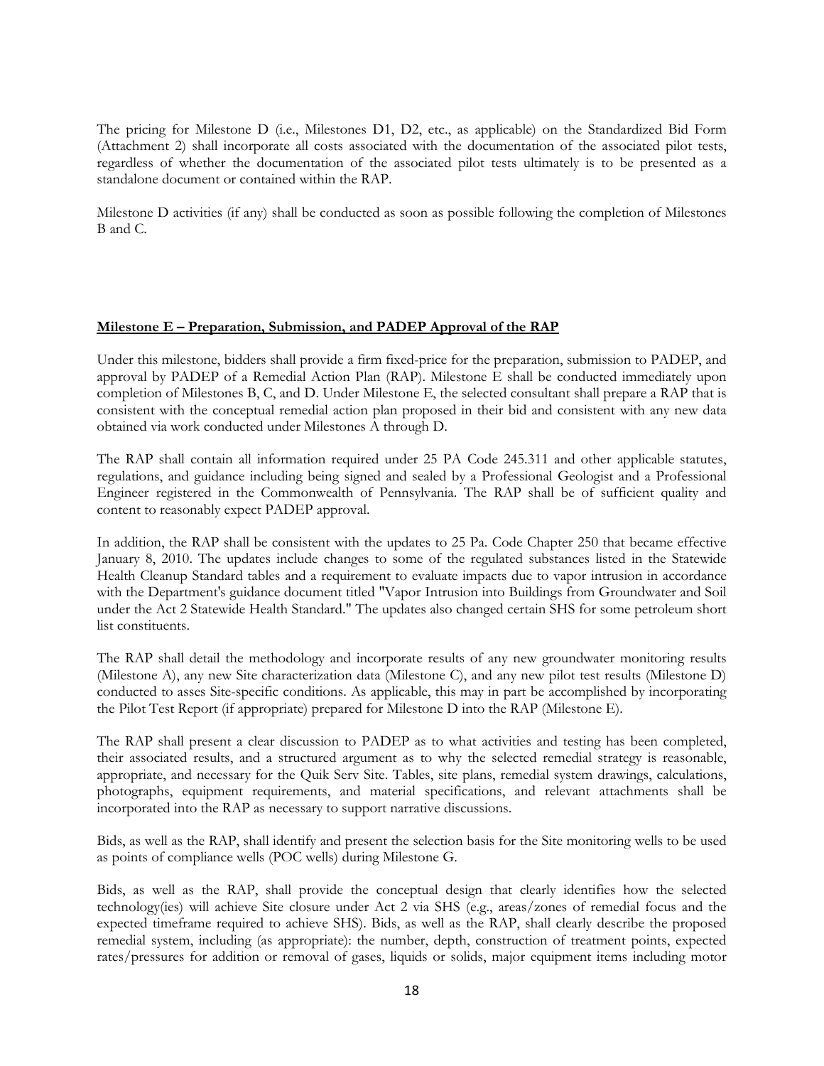The pricing for Milestone D (i.e., Milestones D1, D2, etc., as applicable) on the Standardized Bid Form (Attachment 2) shall incorporate all costs associated with the documentation of the associated pilot tests, regardless of whether the documentation of the associated pilot tests ultimately is to be presented as a standalone document or contained within the RAP.

Milestone D activities (if any) shall be conducted as soon as possible following the completion of Milestones B and C.

**Milestone E – Preparation, Submission, and PADEP Approval of the RAP**

Under this milestone, bidders shall provide a firm fixed-price for the preparation, submission to PADEP, and approval by PADEP of a Remedial Action Plan (RAP). Milestone E shall be conducted immediately upon completion of Milestones B, C, and D. Under Milestone E, the selected consultant shall prepare a RAP that is consistent with the conceptual remedial action plan proposed in their bid and consistent with any new data obtained via work conducted under Milestones A through D.

The RAP shall contain all information required under 25 PA Code 245.311 and other applicable statutes, regulations, and guidance including being signed and sealed by a Professional Geologist and a Professional Engineer registered in the Commonwealth of Pennsylvania. The RAP shall be of sufficient quality and content to reasonably expect PADEP approval.

In addition, the RAP shall be consistent with the updates to 25 Pa. Code Chapter 250 that became effective January 8, 2010. The updates include changes to some of the regulated substances listed in the Statewide Health Cleanup Standard tables and a requirement to evaluate impacts due to vapor intrusion in accordance with the Department's guidance document titled "Vapor Intrusion into Buildings from Groundwater and Soil under the Act 2 Statewide Health Standard." The updates also changed certain SHS for some petroleum short list constituents.

The RAP shall detail the methodology and incorporate results of any new groundwater monitoring results (Milestone A), any new Site characterization data (Milestone C), and any new pilot test results (Milestone D) conducted to asses Site-specific conditions. As applicable, this may in part be accomplished by incorporating the Pilot Test Report (if appropriate) prepared for Milestone D into the RAP (Milestone E).

The RAP shall present a clear discussion to PADEP as to what activities and testing has been completed, their associated results, and a structured argument as to why the selected remedial strategy is reasonable, appropriate, and necessary for the Quik Serv Site. Tables, site plans, remedial system drawings, calculations, photographs, equipment requirements, and material specifications, and relevant attachments shall be incorporated into the RAP as necessary to support narrative discussions.

Bids, as well as the RAP, shall identify and present the selection basis for the Site monitoring wells to be used as points of compliance wells (POC wells) during Milestone G.

Bids, as well as the RAP, shall provide the conceptual design that clearly identifies how the selected technology(ies) will achieve Site closure under Act 2 via SHS (e.g., areas/zones of remedial focus and the expected timeframe required to achieve SHS). Bids, as well as the RAP, shall clearly describe the proposed remedial system, including (as appropriate): the number, depth, construction of treatment points, expected rates/pressures for addition or removal of gases, liquids or solids, major equipment items including motor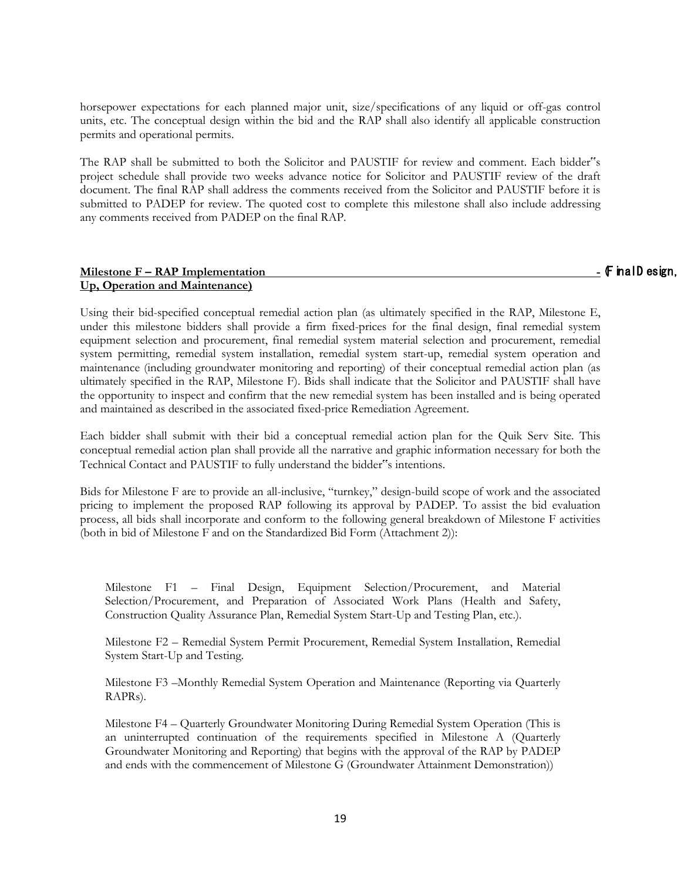horsepower expectations for each planned major unit, size/specifications of any liquid or off-gas control units, etc. The conceptual design within the bid and the RAP shall also identify all applicable construction permits and operational permits.

The RAP shall be submitted to both the Solicitor and PAUSTIF for review and comment. Each bidder‟s project schedule shall provide two weeks advance notice for Solicitor and PAUSTIF review of the draft document. The final RAP shall address the comments received from the Solicitor and PAUSTIF before it is submitted to PADEP for review. The quoted cost to complete this milestone shall also include addressing any comments received from PADEP on the final RAP.

**Milestone F – RAP Implementation - (Final Design, Up, Operation and Maintenance)**

Using their bid-specified conceptual remedial action plan (as ultimately specified in the RAP, Milestone E, under this milestone bidders shall provide a firm fixed-prices for the final design, final remedial system equipment selection and procurement, final remedial system material selection and procurement, remedial system permitting, remedial system installation, remedial system start-up, remedial system operation and maintenance (including groundwater monitoring and reporting) of their conceptual remedial action plan (as ultimately specified in the RAP, Milestone F). Bids shall indicate that the Solicitor and PAUSTIF shall have the opportunity to inspect and confirm that the new remedial system has been installed and is being operated and maintained as described in the associated fixed-price Remediation Agreement.

Each bidder shall submit with their bid a conceptual remedial action plan for the Quik Serv Site. This conceptual remedial action plan shall provide all the narrative and graphic information necessary for both the Technical Contact and PAUSTIF to fully understand the bidder‟s intentions.

Bids for Milestone F are to provide an all-inclusive, "turnkey," design-build scope of work and the associated pricing to implement the proposed RAP following its approval by PADEP. To assist the bid evaluation process, all bids shall incorporate and conform to the following general breakdown of Milestone F activities (both in bid of Milestone F and on the Standardized Bid Form (Attachment 2)):

Milestone F1 – Final Design, Equipment Selection/Procurement, and Material Selection/Procurement, and Preparation of Associated Work Plans (Health and Safety, Construction Quality Assurance Plan, Remedial System Start-Up and Testing Plan, etc.).

Milestone F2 – Remedial System Permit Procurement, Remedial System Installation, Remedial System Start-Up and Testing.

Milestone F3 –Monthly Remedial System Operation and Maintenance (Reporting via Quarterly RAPRs).

Milestone F4 – Quarterly Groundwater Monitoring During Remedial System Operation (This is an uninterrupted continuation of the requirements specified in Milestone A (Quarterly Groundwater Monitoring and Reporting) that begins with the approval of the RAP by PADEP and ends with the commencement of Milestone G (Groundwater Attainment Demonstration))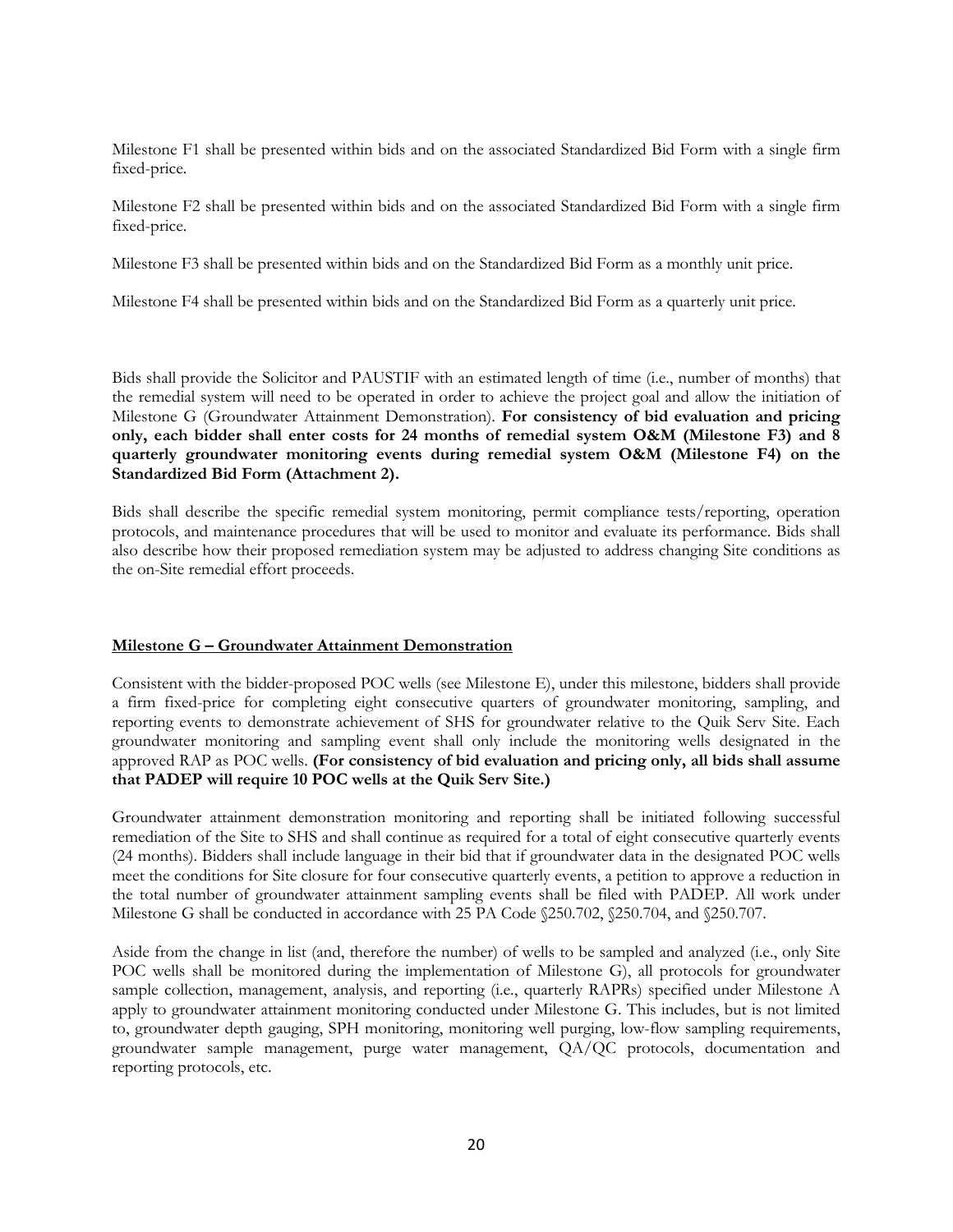Milestone F1 shall be presented within bids and on the associated Standardized Bid Form with a single firm fixed-price.

Milestone F2 shall be presented within bids and on the associated Standardized Bid Form with a single firm fixed-price.

Milestone F3 shall be presented within bids and on the Standardized Bid Form as a monthly unit price.

Milestone F4 shall be presented within bids and on the Standardized Bid Form as a quarterly unit price.

Bids shall provide the Solicitor and PAUSTIF with an estimated length of time (i.e., number of months) that the remedial system will need to be operated in order to achieve the project goal and allow the initiation of Milestone G (Groundwater Attainment Demonstration). **For consistency of bid evaluation and pricing only, each bidder shall enter costs for 24 months of remedial system O&M (Milestone F3) and 8 quarterly groundwater monitoring events during remedial system O&M (Milestone F4) on the Standardized Bid Form (Attachment 2).**

Bids shall describe the specific remedial system monitoring, permit compliance tests/reporting, operation protocols, and maintenance procedures that will be used to monitor and evaluate its performance. Bids shall also describe how their proposed remediation system may be adjusted to address changing Site conditions as the on-Site remedial effort proceeds.

**Milestone G – Groundwater Attainment Demonstration**

Consistent with the bidder-proposed POC wells (see Milestone E), under this milestone, bidders shall provide a firm fixed-price for completing eight consecutive quarters of groundwater monitoring, sampling, and reporting events to demonstrate achievement of SHS for groundwater relative to the Quik Serv Site. Each groundwater monitoring and sampling event shall only include the monitoring wells designated in the approved RAP as POC wells. **(For consistency of bid evaluation and pricing only, all bids shall assume that PADEP will require 10 POC wells at the Quik Serv Site.)**

Groundwater attainment demonstration monitoring and reporting shall be initiated following successful remediation of the Site to SHS and shall continue as required for a total of eight consecutive quarterly events (24 months). Bidders shall include language in their bid that if groundwater data in the designated POC wells meet the conditions for Site closure for four consecutive quarterly events, a petition to approve a reduction in the total number of groundwater attainment sampling events shall be filed with PADEP. All work under Milestone G shall be conducted in accordance with 25 PA Code §250.702, §250.704, and §250.707.

Aside from the change in list (and, therefore the number) of wells to be sampled and analyzed (i.e., only Site POC wells shall be monitored during the implementation of Milestone G), all protocols for groundwater sample collection, management, analysis, and reporting (i.e., quarterly RAPRs) specified under Milestone A apply to groundwater attainment monitoring conducted under Milestone G. This includes, but is not limited to, groundwater depth gauging, SPH monitoring, monitoring well purging, low-flow sampling requirements, groundwater sample management, purge water management, QA/QC protocols, documentation and reporting protocols, etc.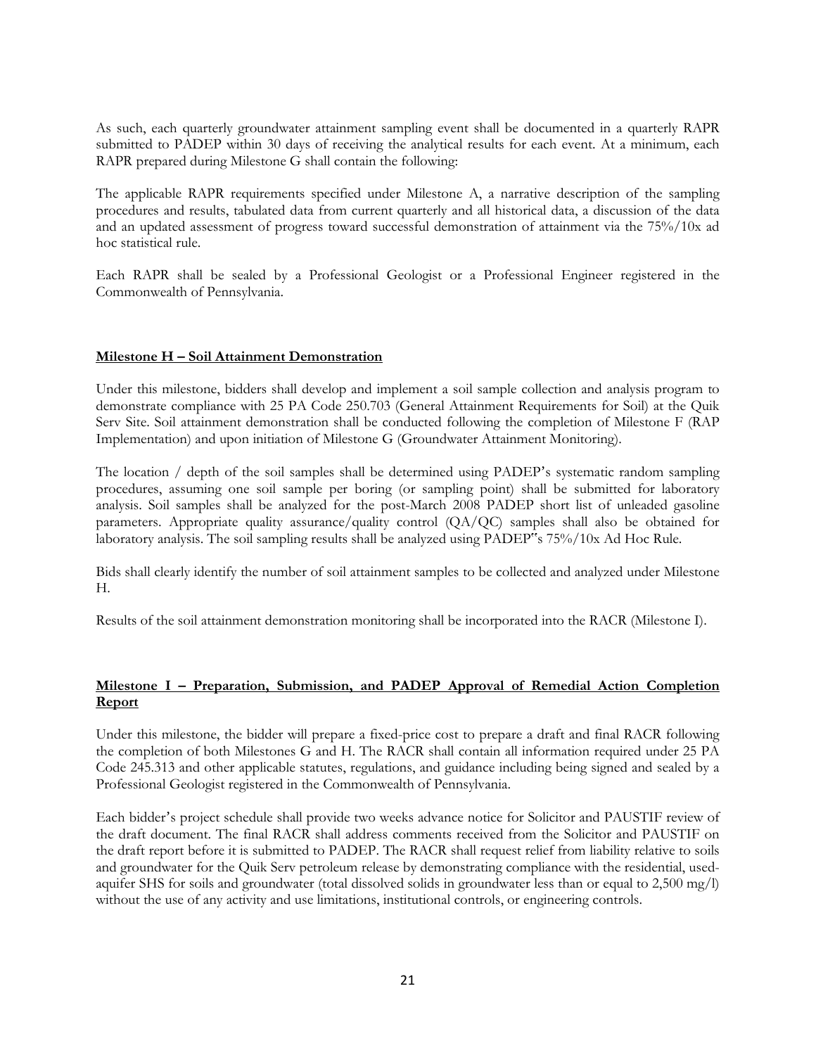As such, each quarterly groundwater attainment sampling event shall be documented in a quarterly RAPR submitted to PADEP within 30 days of receiving the analytical results for each event. At a minimum, each RAPR prepared during Milestone G shall contain the following:

The applicable RAPR requirements specified under Milestone A, a narrative description of the sampling procedures and results, tabulated data from current quarterly and all historical data, a discussion of the data and an updated assessment of progress toward successful demonstration of attainment via the 75%/10x ad hoc statistical rule.

Each RAPR shall be sealed by a Professional Geologist or a Professional Engineer registered in the Commonwealth of Pennsylvania.

## Milestone H – Soil Attainment Demonstration

Under this milestone, bidders shall develop and implement a soil sample collection and analysis program to demonstrate compliance with 25 PA Code 250.703 (General Attainment Requirements for Soil) at the Quik Serv Site. Soil attainment demonstration shall be conducted following the completion of Milestone F (RAP Implementation) and upon initiation of Milestone G (Groundwater Attainment Monitoring).

The location / depth of the soil samples shall be determined using PADEP's systematic random sampling procedures, assuming one soil sample per boring (or sampling point) shall be submitted for laboratory analysis. Soil samples shall be analyzed for the post-March 2008 PADEP short list of unleaded gasoline parameters. Appropriate quality assurance/quality control (QA/QC) samples shall also be obtained for laboratory analysis. The soil sampling results shall be analyzed using PADEP"s 75%/10x Ad Hoc Rule.

Bids shall clearly identify the number of soil attainment samples to be collected and analyzed under Milestone H.

Results of the soil attainment demonstration monitoring shall be incorporated into the RACR (Milestone I).

## Milestone I – Preparation, Submission, and PADEP Approval of Remedial Action Completion Report

Under this milestone, the bidder will prepare a fixed-price cost to prepare a draft and final RACR following the completion of both Milestones G and H. The RACR shall contain all information required under 25 PA Code 245.313 and other applicable statutes, regulations, and guidance including being signed and sealed by a Professional Geologist registered in the Commonwealth of Pennsylvania.

Each bidder's project schedule shall provide two weeks advance notice for Solicitor and PAUSTIF review of the draft document. The final RACR shall address comments received from the Solicitor and PAUSTIF on the draft report before it is submitted to PADEP. The RACR shall request relief from liability relative to soils and groundwater for the Quik Serv petroleum release by demonstrating compliance with the residential, used-aquifer SHS for soils and groundwater (total dissolved solids in groundwater less than or equal to 2,500 mg/l) without the use of any activity and use limitations, institutional controls, or engineering controls.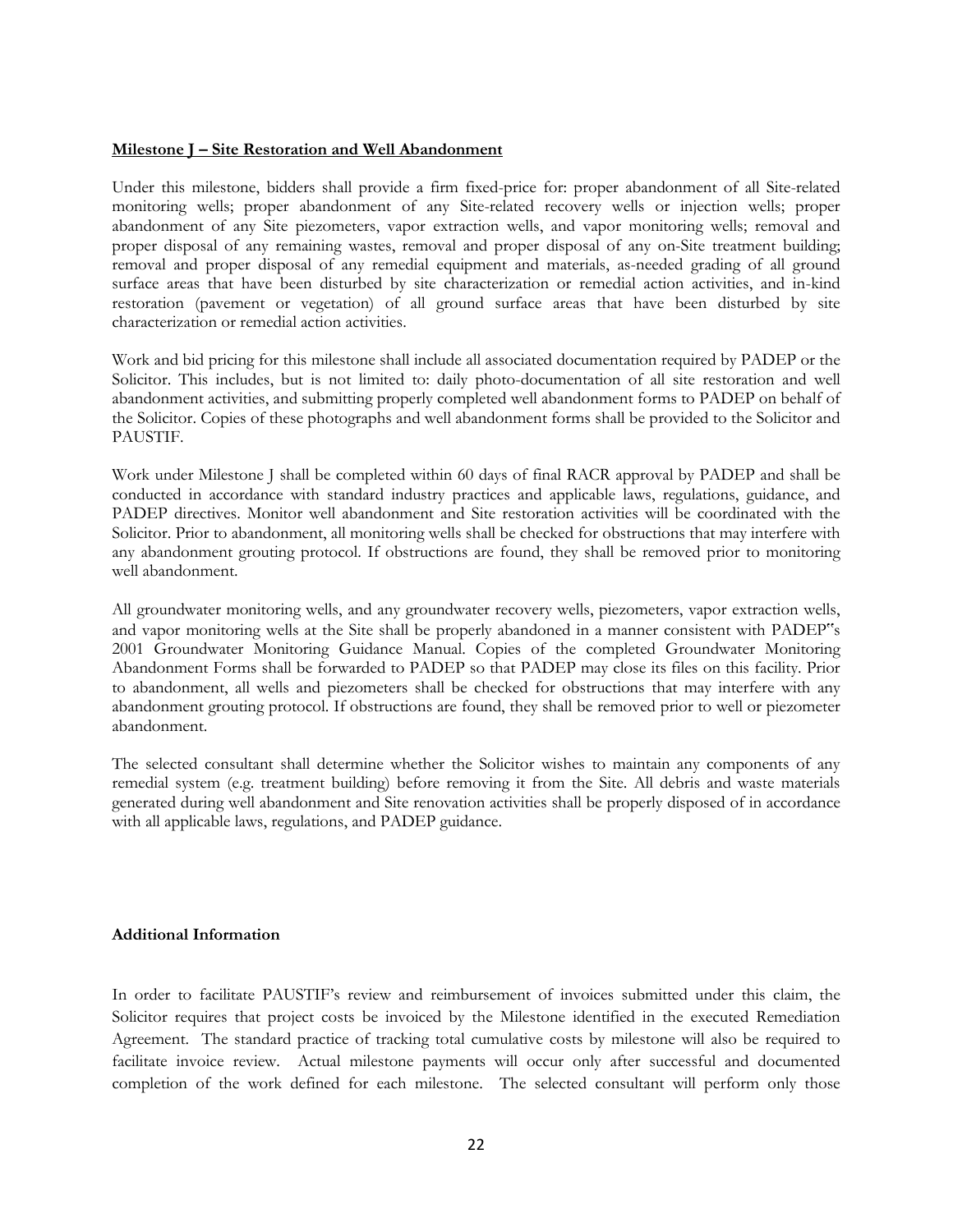**Milestone J – Site Restoration and Well Abandonment**

Under this milestone, bidders shall provide a firm fixed-price for: proper abandonment of all Site-related monitoring wells; proper abandonment of any Site-related recovery wells or injection wells; proper abandonment of any Site piezometers, vapor extraction wells, and vapor monitoring wells; removal and proper disposal of any remaining wastes, removal and proper disposal of any on-Site treatment building; removal and proper disposal of any remedial equipment and materials, as-needed grading of all ground surface areas that have been disturbed by site characterization or remedial action activities, and in-kind restoration (pavement or vegetation) of all ground surface areas that have been disturbed by site characterization or remedial action activities.

Work and bid pricing for this milestone shall include all associated documentation required by PADEP or the Solicitor. This includes, but is not limited to: daily photo-documentation of all site restoration and well abandonment activities, and submitting properly completed well abandonment forms to PADEP on behalf of the Solicitor. Copies of these photographs and well abandonment forms shall be provided to the Solicitor and PAUSTIF.

Work under Milestone J shall be completed within 60 days of final RACR approval by PADEP and shall be conducted in accordance with standard industry practices and applicable laws, regulations, guidance, and PADEP directives. Monitor well abandonment and Site restoration activities will be coordinated with the Solicitor. Prior to abandonment, all monitoring wells shall be checked for obstructions that may interfere with any abandonment grouting protocol. If obstructions are found, they shall be removed prior to monitoring well abandonment.

All groundwater monitoring wells, and any groundwater recovery wells, piezometers, vapor extraction wells, and vapor monitoring wells at the Site shall be properly abandoned in a manner consistent with PADEP"s 2001 Groundwater Monitoring Guidance Manual. Copies of the completed Groundwater Monitoring Abandonment Forms shall be forwarded to PADEP so that PADEP may close its files on this facility. Prior to abandonment, all wells and piezometers shall be checked for obstructions that may interfere with any abandonment grouting protocol. If obstructions are found, they shall be removed prior to well or piezometer abandonment.

The selected consultant shall determine whether the Solicitor wishes to maintain any components of any remedial system (e.g. treatment building) before removing it from the Site. All debris and waste materials generated during well abandonment and Site renovation activities shall be properly disposed of in accordance with all applicable laws, regulations, and PADEP guidance.

**Additional Information**

In order to facilitate PAUSTIF's review and reimbursement of invoices submitted under this claim, the Solicitor requires that project costs be invoiced by the Milestone identified in the executed Remediation Agreement. The standard practice of tracking total cumulative costs by milestone will also be required to facilitate invoice review. Actual milestone payments will occur only after successful and documented completion of the work defined for each milestone. The selected consultant will perform only those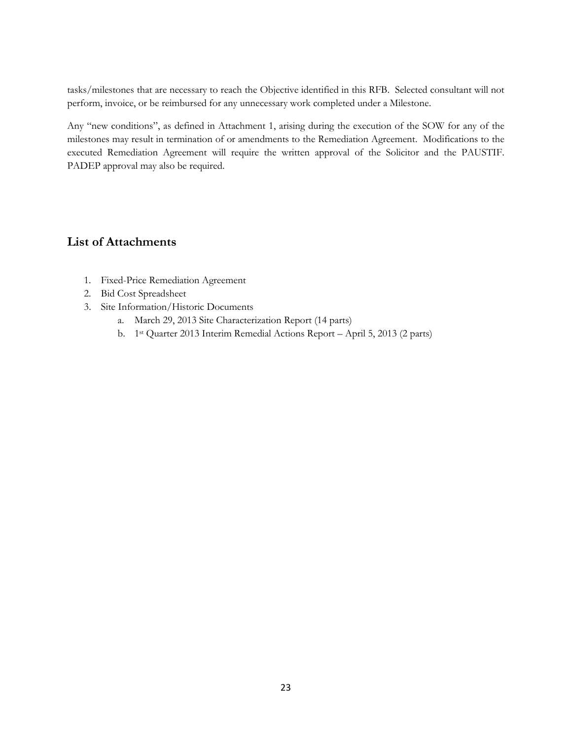tasks/milestones that are necessary to reach the Objective identified in this RFB. Selected consultant will not perform, invoice, or be reimbursed for any unnecessary work completed under a Milestone.

Any "new conditions", as defined in Attachment 1, arising during the execution of the SOW for any of the milestones may result in termination of or amendments to the Remediation Agreement. Modifications to the executed Remediation Agreement will require the written approval of the Solicitor and the PAUSTIF. PADEP approval may also be required.

## List of Attachments

1. Fixed-Price Remediation Agreement
2. Bid Cost Spreadsheet
3. Site Information/Historic Documents
   a. March 29, 2013 Site Characterization Report (14 parts)
   b. 1st Quarter 2013 Interim Remedial Actions Report – April 5, 2013 (2 parts)